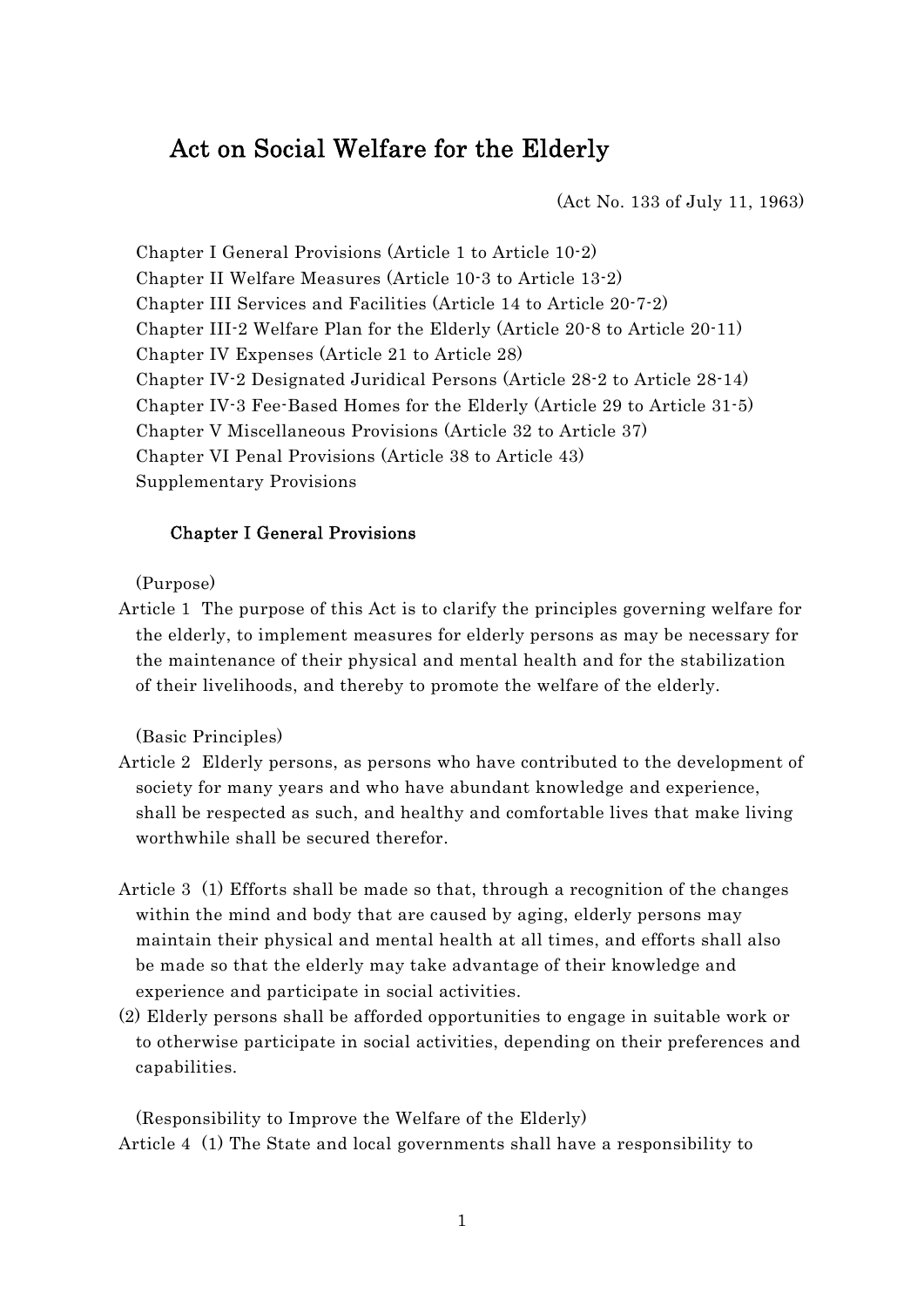# Act on Social Welfare for the Elderly

(Act No. 133 of July 11, 1963)

Chapter I General Provisions (Article 1 to Article 10-2)
Chapter II Welfare Measures (Article 10-3 to Article 13-2)
Chapter III Services and Facilities (Article 14 to Article 20-7-2)
Chapter III-2 Welfare Plan for the Elderly (Article 20-8 to Article 20-11)
Chapter IV Expenses (Article 21 to Article 28)
Chapter IV-2 Designated Juridical Persons (Article 28-2 to Article 28-14)
Chapter IV-3 Fee-Based Homes for the Elderly (Article 29 to Article 31-5)
Chapter V Miscellaneous Provisions (Article 32 to Article 37)
Chapter VI Penal Provisions (Article 38 to Article 43)
Supplementary Provisions

## Chapter I General Provisions

(Purpose)

Article 1 The purpose of this Act is to clarify the principles governing welfare for the elderly, to implement measures for elderly persons as may be necessary for the maintenance of their physical and mental health and for the stabilization of their livelihoods, and thereby to promote the welfare of the elderly.

(Basic Principles)

Article 2 Elderly persons, as persons who have contributed to the development of society for many years and who have abundant knowledge and experience, shall be respected as such, and healthy and comfortable lives that make living worthwhile shall be secured therefor.

Article 3 (1) Efforts shall be made so that, through a recognition of the changes within the mind and body that are caused by aging, elderly persons may maintain their physical and mental health at all times, and efforts shall also be made so that the elderly may take advantage of their knowledge and experience and participate in social activities.

(2) Elderly persons shall be afforded opportunities to engage in suitable work or to otherwise participate in social activities, depending on their preferences and capabilities.

(Responsibility to Improve the Welfare of the Elderly)

Article 4 (1) The State and local governments shall have a responsibility to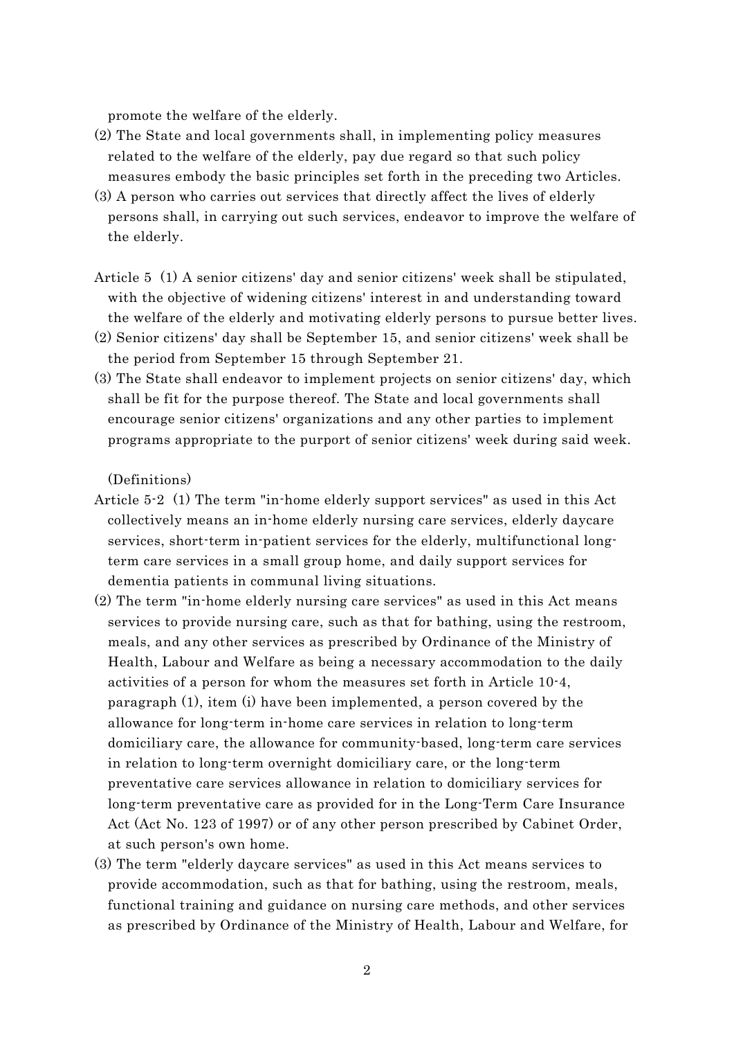promote the welfare of the elderly.

(2) The State and local governments shall, in implementing policy measures related to the welfare of the elderly, pay due regard so that such policy measures embody the basic principles set forth in the preceding two Articles.

(3) A person who carries out services that directly affect the lives of elderly persons shall, in carrying out such services, endeavor to improve the welfare of the elderly.

Article 5 (1) A senior citizens' day and senior citizens' week shall be stipulated, with the objective of widening citizens' interest in and understanding toward the welfare of the elderly and motivating elderly persons to pursue better lives.

(2) Senior citizens' day shall be September 15, and senior citizens' week shall be the period from September 15 through September 21.

(3) The State shall endeavor to implement projects on senior citizens' day, which shall be fit for the purpose thereof. The State and local governments shall encourage senior citizens' organizations and any other parties to implement programs appropriate to the purport of senior citizens' week during said week.

(Definitions)

Article 5-2 (1) The term "in-home elderly support services" as used in this Act collectively means an in-home elderly nursing care services, elderly daycare services, short-term in-patient services for the elderly, multifunctional long-term care services in a small group home, and daily support services for dementia patients in communal living situations.

(2) The term "in-home elderly nursing care services" as used in this Act means services to provide nursing care, such as that for bathing, using the restroom, meals, and any other services as prescribed by Ordinance of the Ministry of Health, Labour and Welfare as being a necessary accommodation to the daily activities of a person for whom the measures set forth in Article 10-4, paragraph (1), item (i) have been implemented, a person covered by the allowance for long-term in-home care services in relation to long-term domiciliary care, the allowance for community-based, long-term care services in relation to long-term overnight domiciliary care, or the long-term preventative care services allowance in relation to domiciliary services for long-term preventative care as provided for in the Long-Term Care Insurance Act (Act No. 123 of 1997) or of any other person prescribed by Cabinet Order, at such person's own home.

(3) The term "elderly daycare services" as used in this Act means services to provide accommodation, such as that for bathing, using the restroom, meals, functional training and guidance on nursing care methods, and other services as prescribed by Ordinance of the Ministry of Health, Labour and Welfare, for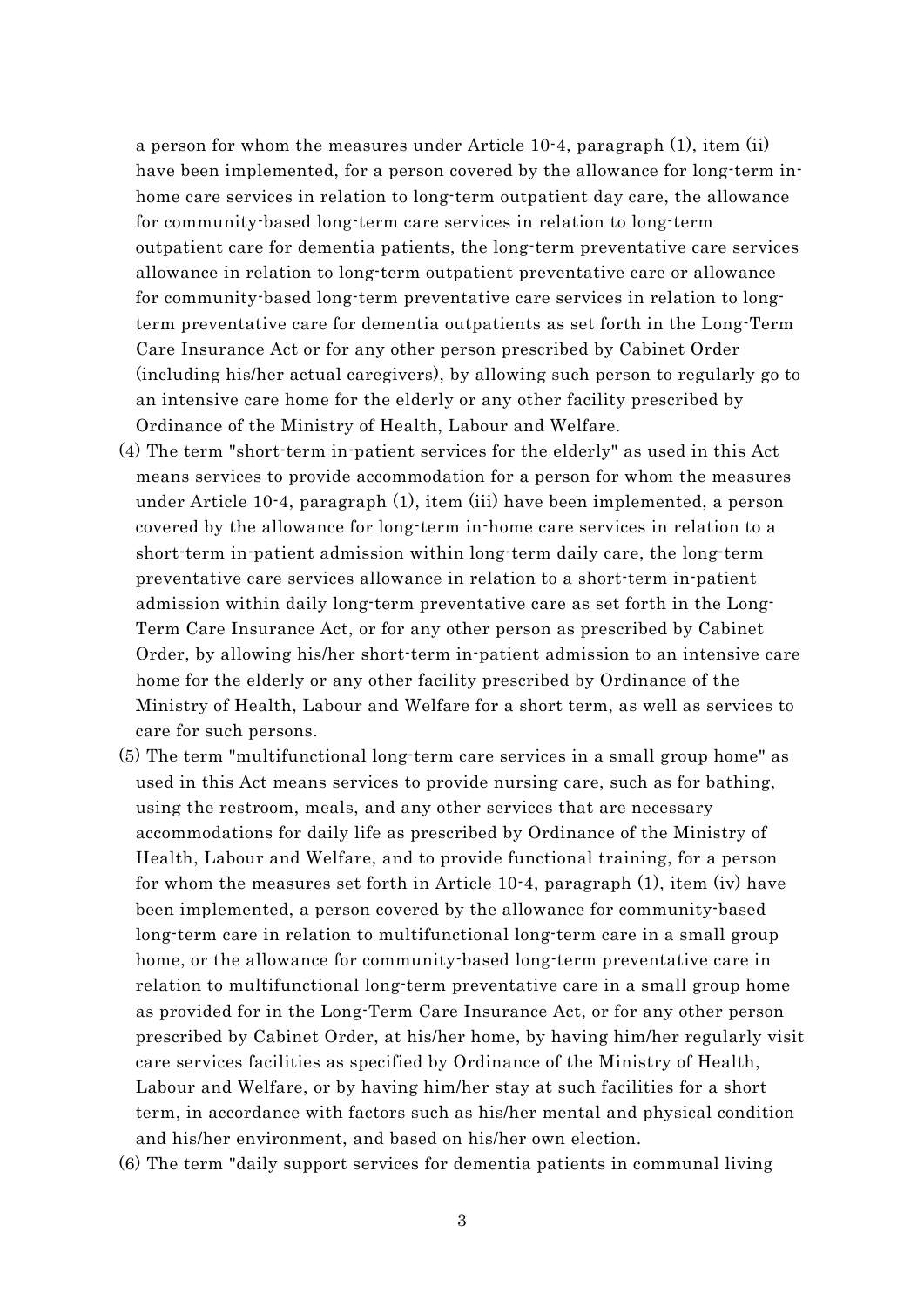a person for whom the measures under Article 10-4, paragraph (1), item (ii) have been implemented, for a person covered by the allowance for long-term in-home care services in relation to long-term outpatient day care, the allowance for community-based long-term care services in relation to long-term outpatient care for dementia patients, the long-term preventative care services allowance in relation to long-term outpatient preventative care or allowance for community-based long-term preventative care services in relation to long-term preventative care for dementia outpatients as set forth in the Long-Term Care Insurance Act or for any other person prescribed by Cabinet Order (including his/her actual caregivers), by allowing such person to regularly go to an intensive care home for the elderly or any other facility prescribed by Ordinance of the Ministry of Health, Labour and Welfare.

(4) The term "short-term in-patient services for the elderly" as used in this Act means services to provide accommodation for a person for whom the measures under Article 10-4, paragraph (1), item (iii) have been implemented, a person covered by the allowance for long-term in-home care services in relation to a short-term in-patient admission within long-term daily care, the long-term preventative care services allowance in relation to a short-term in-patient admission within daily long-term preventative care as set forth in the Long-Term Care Insurance Act, or for any other person as prescribed by Cabinet Order, by allowing his/her short-term in-patient admission to an intensive care home for the elderly or any other facility prescribed by Ordinance of the Ministry of Health, Labour and Welfare for a short term, as well as services to care for such persons.

(5) The term "multifunctional long-term care services in a small group home" as used in this Act means services to provide nursing care, such as for bathing, using the restroom, meals, and any other services that are necessary accommodations for daily life as prescribed by Ordinance of the Ministry of Health, Labour and Welfare, and to provide functional training, for a person for whom the measures set forth in Article 10-4, paragraph (1), item (iv) have been implemented, a person covered by the allowance for community-based long-term care in relation to multifunctional long-term care in a small group home, or the allowance for community-based long-term preventative care in relation to multifunctional long-term preventative care in a small group home as provided for in the Long-Term Care Insurance Act, or for any other person prescribed by Cabinet Order, at his/her home, by having him/her regularly visit care services facilities as specified by Ordinance of the Ministry of Health, Labour and Welfare, or by having him/her stay at such facilities for a short term, in accordance with factors such as his/her mental and physical condition and his/her environment, and based on his/her own election.

(6) The term "daily support services for dementia patients in communal living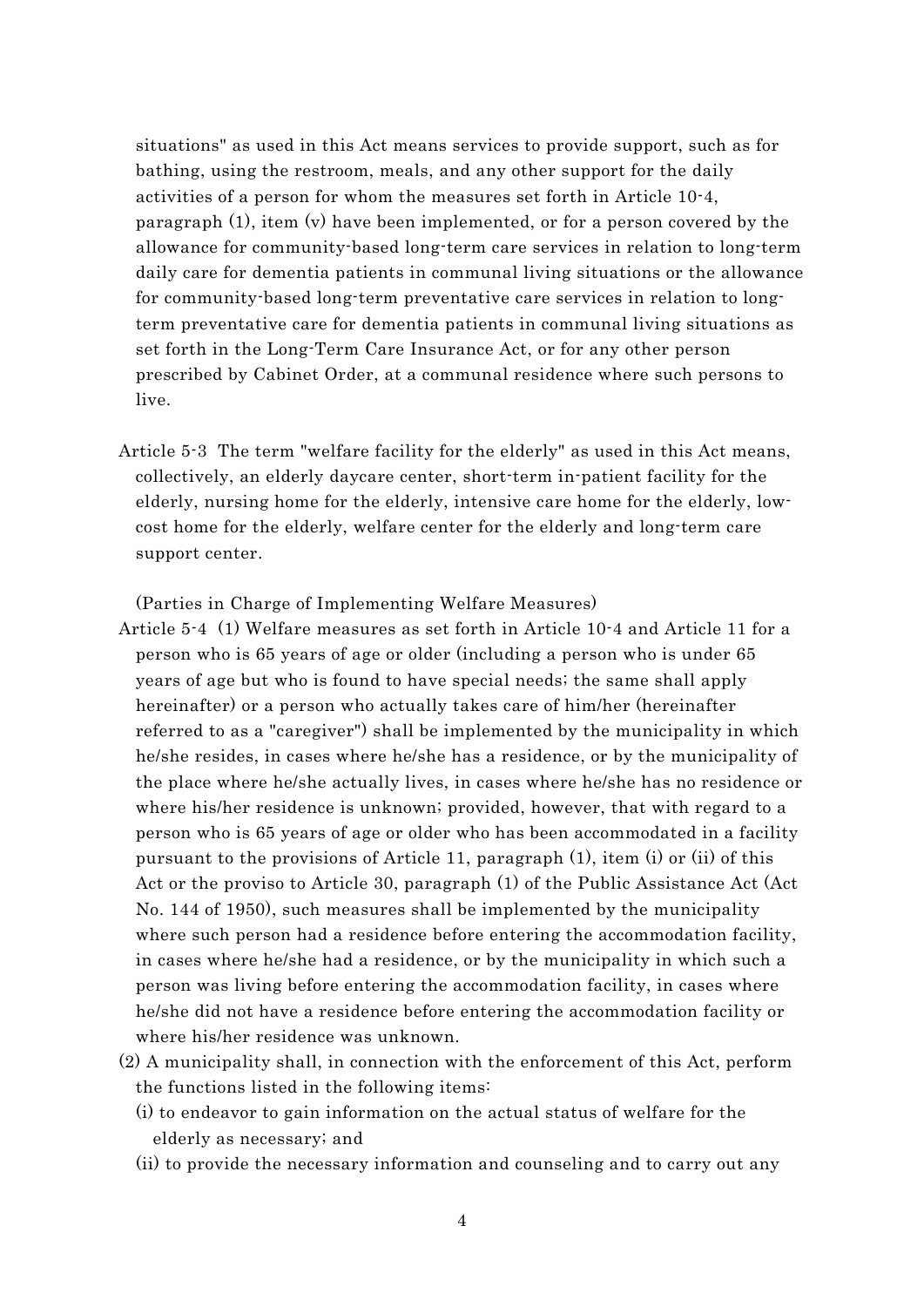situations" as used in this Act means services to provide support, such as for bathing, using the restroom, meals, and any other support for the daily activities of a person for whom the measures set forth in Article 10-4, paragraph (1), item (v) have been implemented, or for a person covered by the allowance for community-based long-term care services in relation to long-term daily care for dementia patients in communal living situations or the allowance for community-based long-term preventative care services in relation to long-term preventative care for dementia patients in communal living situations as set forth in the Long-Term Care Insurance Act, or for any other person prescribed by Cabinet Order, at a communal residence where such persons to live.

Article 5-3 The term "welfare facility for the elderly" as used in this Act means, collectively, an elderly daycare center, short-term in-patient facility for the elderly, nursing home for the elderly, intensive care home for the elderly, low-cost home for the elderly, welfare center for the elderly and long-term care support center.

(Parties in Charge of Implementing Welfare Measures)

Article 5-4 (1) Welfare measures as set forth in Article 10-4 and Article 11 for a person who is 65 years of age or older (including a person who is under 65 years of age but who is found to have special needs; the same shall apply hereinafter) or a person who actually takes care of him/her (hereinafter referred to as a "caregiver") shall be implemented by the municipality in which he/she resides, in cases where he/she has a residence, or by the municipality of the place where he/she actually lives, in cases where he/she has no residence or where his/her residence is unknown; provided, however, that with regard to a person who is 65 years of age or older who has been accommodated in a facility pursuant to the provisions of Article 11, paragraph (1), item (i) or (ii) of this Act or the proviso to Article 30, paragraph (1) of the Public Assistance Act (Act No. 144 of 1950), such measures shall be implemented by the municipality where such person had a residence before entering the accommodation facility, in cases where he/she had a residence, or by the municipality in which such a person was living before entering the accommodation facility, in cases where he/she did not have a residence before entering the accommodation facility or where his/her residence was unknown.

(2) A municipality shall, in connection with the enforcement of this Act, perform the functions listed in the following items:

(i) to endeavor to gain information on the actual status of welfare for the elderly as necessary; and

(ii) to provide the necessary information and counseling and to carry out any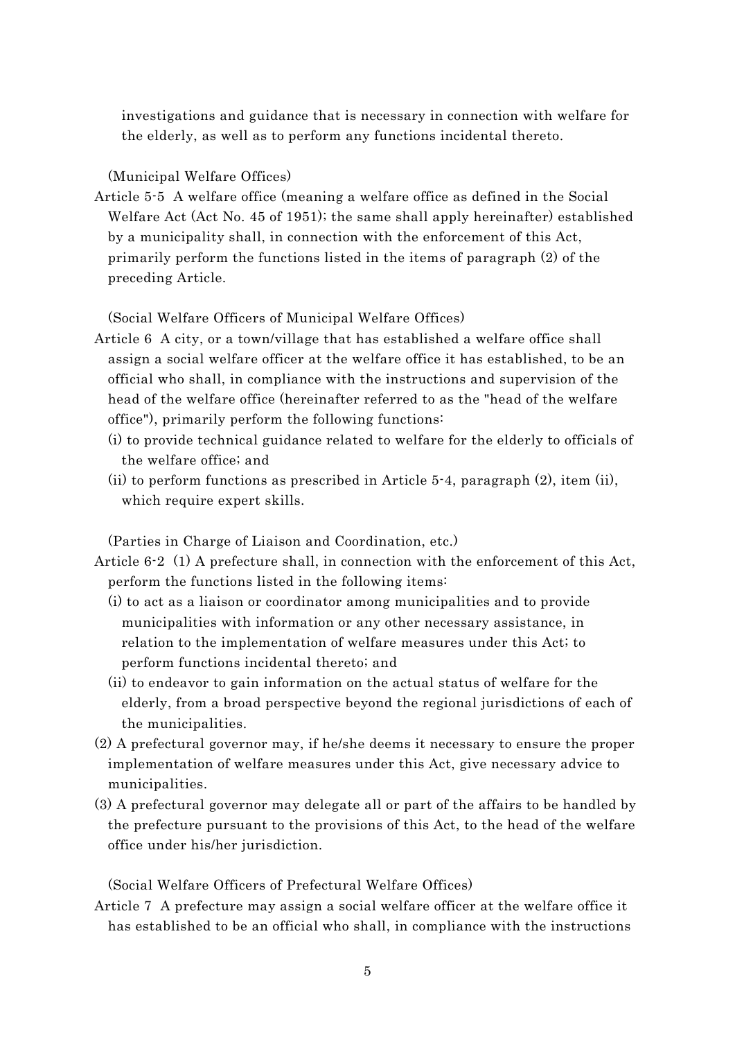investigations and guidance that is necessary in connection with welfare for the elderly, as well as to perform any functions incidental thereto.

(Municipal Welfare Offices)

Article 5-5 A welfare office (meaning a welfare office as defined in the Social Welfare Act (Act No. 45 of 1951); the same shall apply hereinafter) established by a municipality shall, in connection with the enforcement of this Act, primarily perform the functions listed in the items of paragraph (2) of the preceding Article.

(Social Welfare Officers of Municipal Welfare Offices)

Article 6 A city, or a town/village that has established a welfare office shall assign a social welfare officer at the welfare office it has established, to be an official who shall, in compliance with the instructions and supervision of the head of the welfare office (hereinafter referred to as the "head of the welfare office"), primarily perform the following functions:

(i) to provide technical guidance related to welfare for the elderly to officials of the welfare office; and

(ii) to perform functions as prescribed in Article 5-4, paragraph (2), item (ii), which require expert skills.

(Parties in Charge of Liaison and Coordination, etc.)

Article 6-2 (1) A prefecture shall, in connection with the enforcement of this Act, perform the functions listed in the following items:

(i) to act as a liaison or coordinator among municipalities and to provide municipalities with information or any other necessary assistance, in relation to the implementation of welfare measures under this Act; to perform functions incidental thereto; and

(ii) to endeavor to gain information on the actual status of welfare for the elderly, from a broad perspective beyond the regional jurisdictions of each of the municipalities.

(2) A prefectural governor may, if he/she deems it necessary to ensure the proper implementation of welfare measures under this Act, give necessary advice to municipalities.

(3) A prefectural governor may delegate all or part of the affairs to be handled by the prefecture pursuant to the provisions of this Act, to the head of the welfare office under his/her jurisdiction.

(Social Welfare Officers of Prefectural Welfare Offices)

Article 7 A prefecture may assign a social welfare officer at the welfare office it has established to be an official who shall, in compliance with the instructions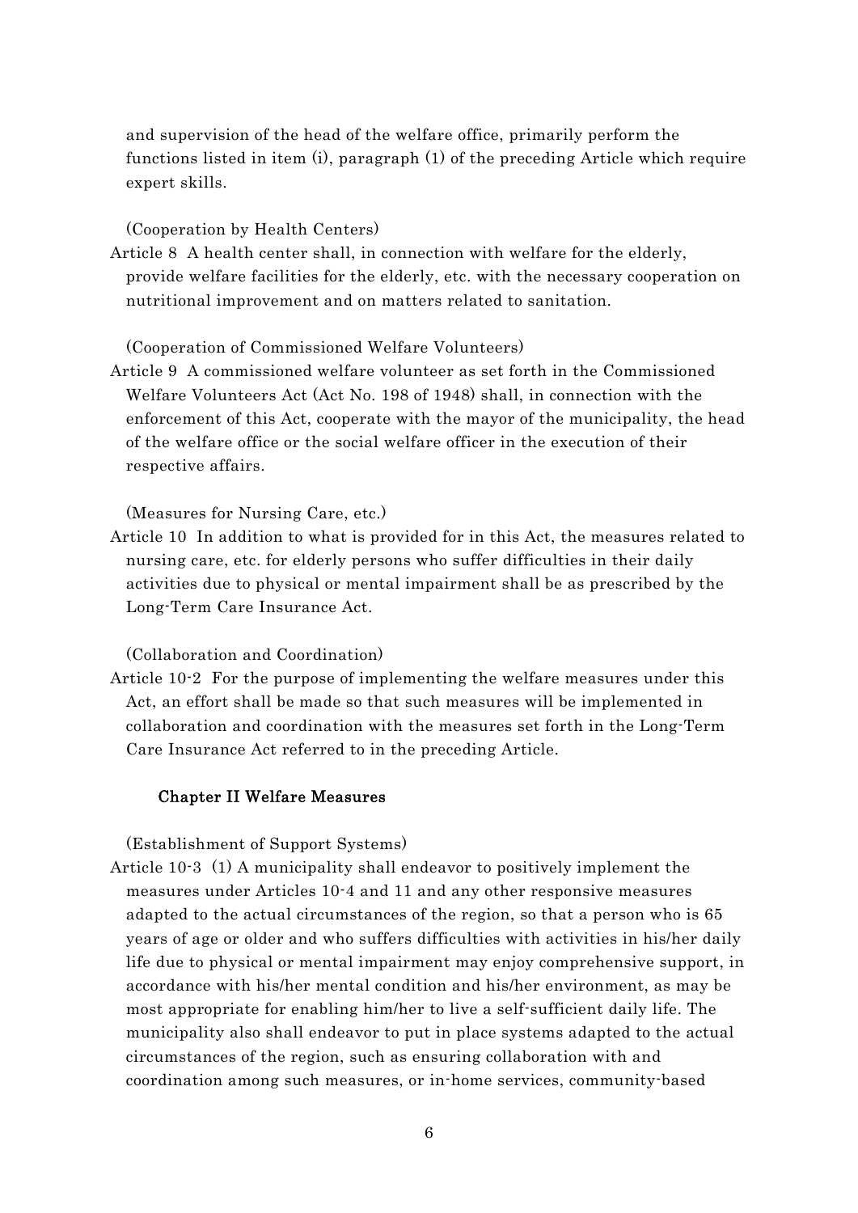and supervision of the head of the welfare office, primarily perform the functions listed in item (i), paragraph (1) of the preceding Article which require expert skills.

(Cooperation by Health Centers)

Article 8 A health center shall, in connection with welfare for the elderly, provide welfare facilities for the elderly, etc. with the necessary cooperation on nutritional improvement and on matters related to sanitation.

(Cooperation of Commissioned Welfare Volunteers)

Article 9 A commissioned welfare volunteer as set forth in the Commissioned Welfare Volunteers Act (Act No. 198 of 1948) shall, in connection with the enforcement of this Act, cooperate with the mayor of the municipality, the head of the welfare office or the social welfare officer in the execution of their respective affairs.

(Measures for Nursing Care, etc.)

Article 10 In addition to what is provided for in this Act, the measures related to nursing care, etc. for elderly persons who suffer difficulties in their daily activities due to physical or mental impairment shall be as prescribed by the Long-Term Care Insurance Act.

(Collaboration and Coordination)

Article 10-2 For the purpose of implementing the welfare measures under this Act, an effort shall be made so that such measures will be implemented in collaboration and coordination with the measures set forth in the Long-Term Care Insurance Act referred to in the preceding Article.

## Chapter II Welfare Measures

(Establishment of Support Systems)

Article 10-3 (1) A municipality shall endeavor to positively implement the measures under Articles 10-4 and 11 and any other responsive measures adapted to the actual circumstances of the region, so that a person who is 65 years of age or older and who suffers difficulties with activities in his/her daily life due to physical or mental impairment may enjoy comprehensive support, in accordance with his/her mental condition and his/her environment, as may be most appropriate for enabling him/her to live a self-sufficient daily life. The municipality also shall endeavor to put in place systems adapted to the actual circumstances of the region, such as ensuring collaboration with and coordination among such measures, or in-home services, community-based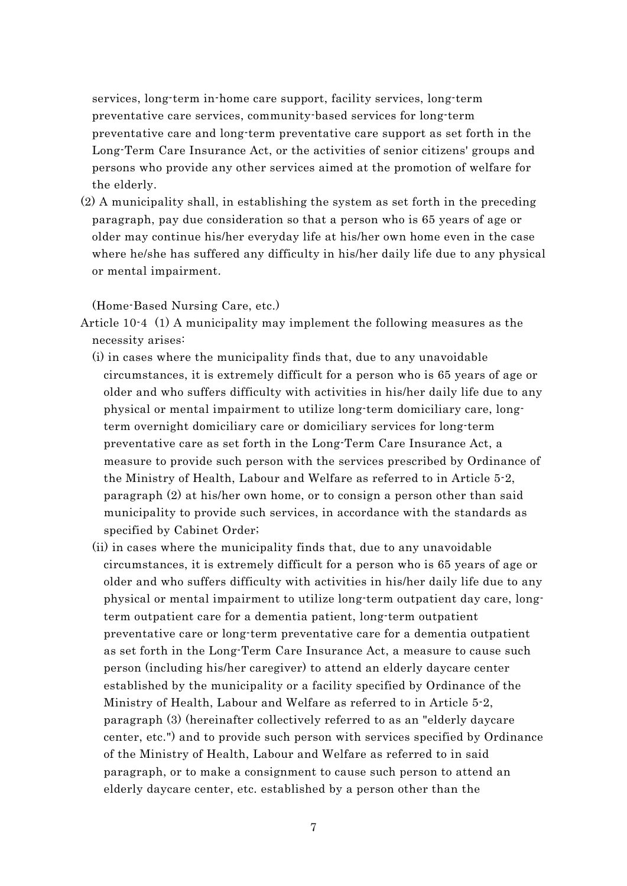services, long-term in-home care support, facility services, long-term preventative care services, community-based services for long-term preventative care and long-term preventative care support as set forth in the Long-Term Care Insurance Act, or the activities of senior citizens' groups and persons who provide any other services aimed at the promotion of welfare for the elderly.

(2) A municipality shall, in establishing the system as set forth in the preceding paragraph, pay due consideration so that a person who is 65 years of age or older may continue his/her everyday life at his/her own home even in the case where he/she has suffered any difficulty in his/her daily life due to any physical or mental impairment.

(Home-Based Nursing Care, etc.)

Article 10-4 (1) A municipality may implement the following measures as the necessity arises:

(i) in cases where the municipality finds that, due to any unavoidable circumstances, it is extremely difficult for a person who is 65 years of age or older and who suffers difficulty with activities in his/her daily life due to any physical or mental impairment to utilize long-term domiciliary care, long-term overnight domiciliary care or domiciliary services for long-term preventative care as set forth in the Long-Term Care Insurance Act, a measure to provide such person with the services prescribed by Ordinance of the Ministry of Health, Labour and Welfare as referred to in Article 5-2, paragraph (2) at his/her own home, or to consign a person other than said municipality to provide such services, in accordance with the standards as specified by Cabinet Order;

(ii) in cases where the municipality finds that, due to any unavoidable circumstances, it is extremely difficult for a person who is 65 years of age or older and who suffers difficulty with activities in his/her daily life due to any physical or mental impairment to utilize long-term outpatient day care, long-term outpatient care for a dementia patient, long-term outpatient preventative care or long-term preventative care for a dementia outpatient as set forth in the Long-Term Care Insurance Act, a measure to cause such person (including his/her caregiver) to attend an elderly daycare center established by the municipality or a facility specified by Ordinance of the Ministry of Health, Labour and Welfare as referred to in Article 5-2, paragraph (3) (hereinafter collectively referred to as an "elderly daycare center, etc.") and to provide such person with services specified by Ordinance of the Ministry of Health, Labour and Welfare as referred to in said paragraph, or to make a consignment to cause such person to attend an elderly daycare center, etc. established by a person other than the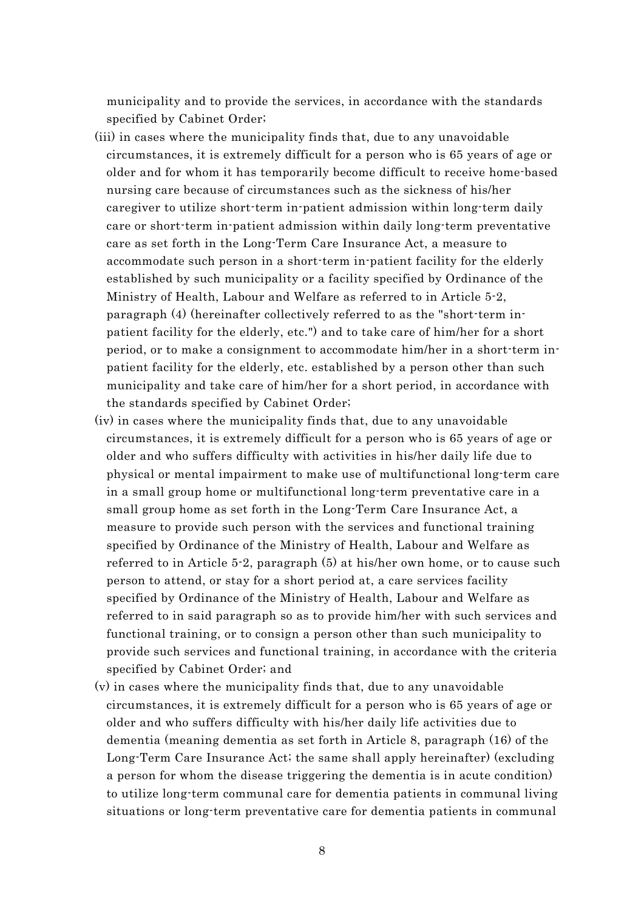municipality and to provide the services, in accordance with the standards specified by Cabinet Order;

(iii) in cases where the municipality finds that, due to any unavoidable circumstances, it is extremely difficult for a person who is 65 years of age or older and for whom it has temporarily become difficult to receive home-based nursing care because of circumstances such as the sickness of his/her caregiver to utilize short-term in-patient admission within long-term daily care or short-term in-patient admission within daily long-term preventative care as set forth in the Long-Term Care Insurance Act, a measure to accommodate such person in a short-term in-patient facility for the elderly established by such municipality or a facility specified by Ordinance of the Ministry of Health, Labour and Welfare as referred to in Article 5-2, paragraph (4) (hereinafter collectively referred to as the "short-term in-patient facility for the elderly, etc.") and to take care of him/her for a short period, or to make a consignment to accommodate him/her in a short-term in-patient facility for the elderly, etc. established by a person other than such municipality and take care of him/her for a short period, in accordance with the standards specified by Cabinet Order;

(iv) in cases where the municipality finds that, due to any unavoidable circumstances, it is extremely difficult for a person who is 65 years of age or older and who suffers difficulty with activities in his/her daily life due to physical or mental impairment to make use of multifunctional long-term care in a small group home or multifunctional long-term preventative care in a small group home as set forth in the Long-Term Care Insurance Act, a measure to provide such person with the services and functional training specified by Ordinance of the Ministry of Health, Labour and Welfare as referred to in Article 5-2, paragraph (5) at his/her own home, or to cause such person to attend, or stay for a short period at, a care services facility specified by Ordinance of the Ministry of Health, Labour and Welfare as referred to in said paragraph so as to provide him/her with such services and functional training, or to consign a person other than such municipality to provide such services and functional training, in accordance with the criteria specified by Cabinet Order; and

(v) in cases where the municipality finds that, due to any unavoidable circumstances, it is extremely difficult for a person who is 65 years of age or older and who suffers difficulty with his/her daily life activities due to dementia (meaning dementia as set forth in Article 8, paragraph (16) of the Long-Term Care Insurance Act; the same shall apply hereinafter) (excluding a person for whom the disease triggering the dementia is in acute condition) to utilize long-term communal care for dementia patients in communal living situations or long-term preventative care for dementia patients in communal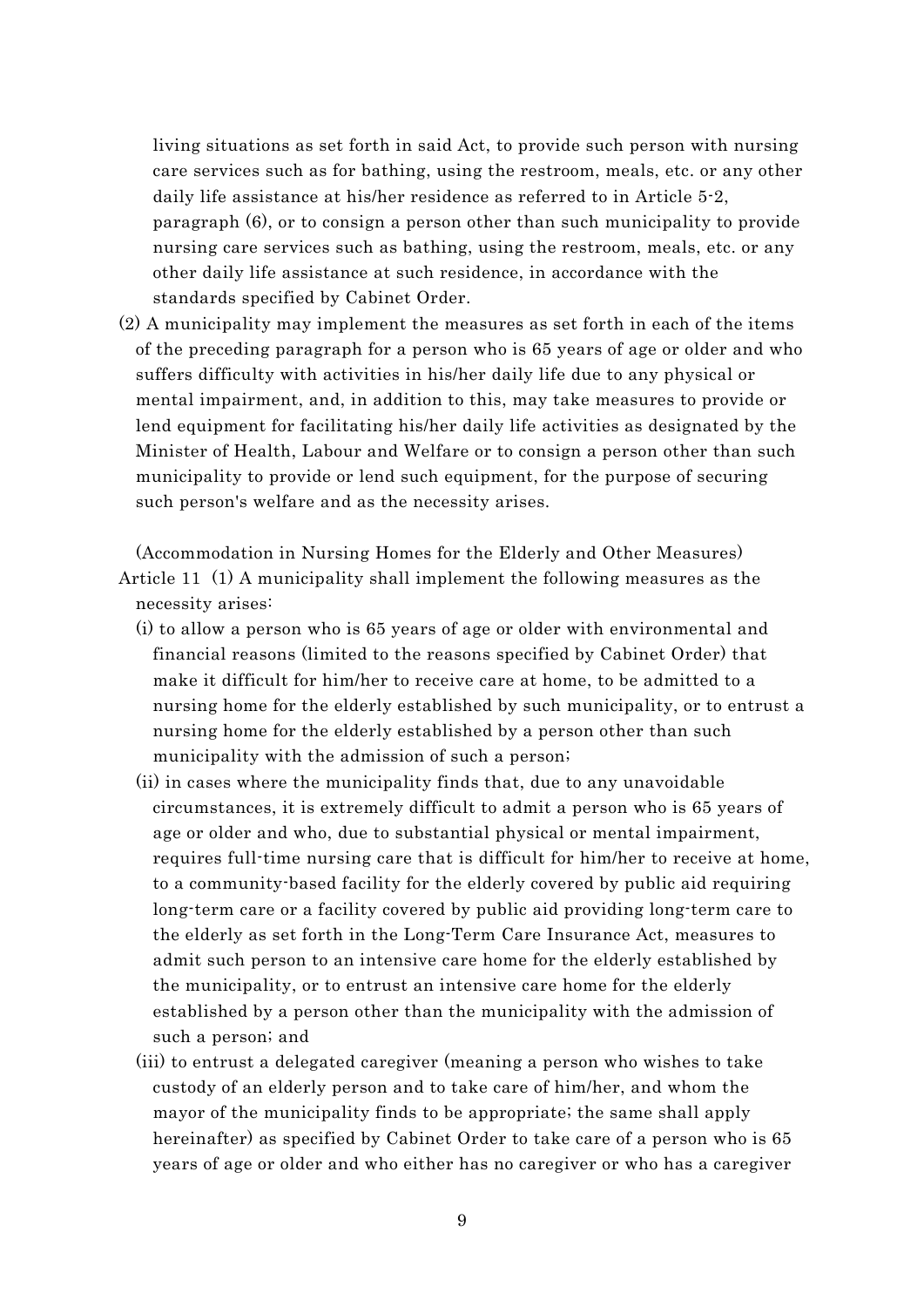living situations as set forth in said Act, to provide such person with nursing care services such as for bathing, using the restroom, meals, etc. or any other daily life assistance at his/her residence as referred to in Article 5-2, paragraph (6), or to consign a person other than such municipality to provide nursing care services such as bathing, using the restroom, meals, etc. or any other daily life assistance at such residence, in accordance with the standards specified by Cabinet Order.

(2) A municipality may implement the measures as set forth in each of the items of the preceding paragraph for a person who is 65 years of age or older and who suffers difficulty with activities in his/her daily life due to any physical or mental impairment, and, in addition to this, may take measures to provide or lend equipment for facilitating his/her daily life activities as designated by the Minister of Health, Labour and Welfare or to consign a person other than such municipality to provide or lend such equipment, for the purpose of securing such person's welfare and as the necessity arises.

(Accommodation in Nursing Homes for the Elderly and Other Measures)

Article 11 (1) A municipality shall implement the following measures as the necessity arises:

(i) to allow a person who is 65 years of age or older with environmental and financial reasons (limited to the reasons specified by Cabinet Order) that make it difficult for him/her to receive care at home, to be admitted to a nursing home for the elderly established by such municipality, or to entrust a nursing home for the elderly established by a person other than such municipality with the admission of such a person;

(ii) in cases where the municipality finds that, due to any unavoidable circumstances, it is extremely difficult to admit a person who is 65 years of age or older and who, due to substantial physical or mental impairment, requires full-time nursing care that is difficult for him/her to receive at home, to a community-based facility for the elderly covered by public aid requiring long-term care or a facility covered by public aid providing long-term care to the elderly as set forth in the Long-Term Care Insurance Act, measures to admit such person to an intensive care home for the elderly established by the municipality, or to entrust an intensive care home for the elderly established by a person other than the municipality with the admission of such a person; and

(iii) to entrust a delegated caregiver (meaning a person who wishes to take custody of an elderly person and to take care of him/her, and whom the mayor of the municipality finds to be appropriate; the same shall apply hereinafter) as specified by Cabinet Order to take care of a person who is 65 years of age or older and who either has no caregiver or who has a caregiver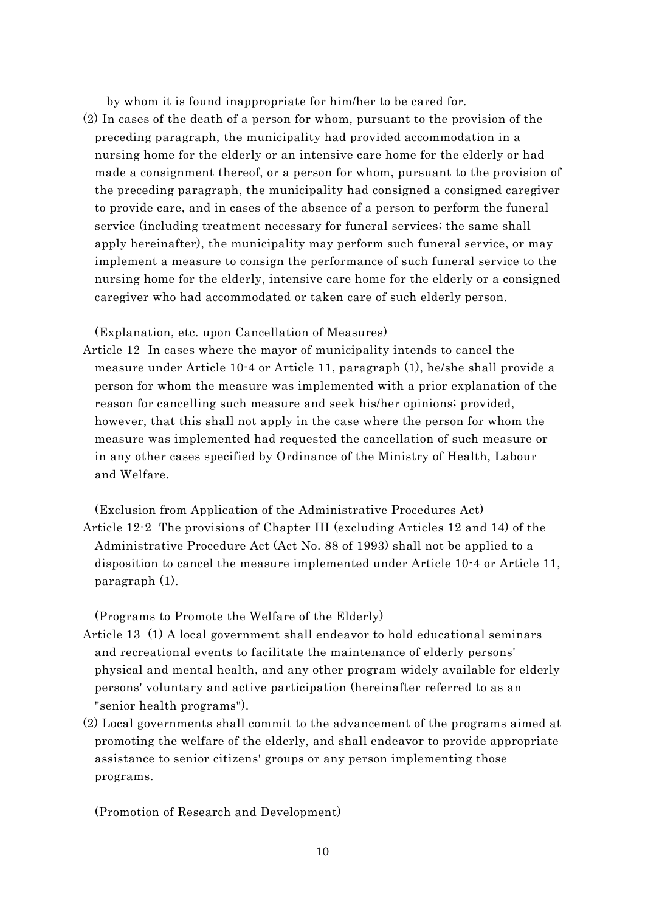by whom it is found inappropriate for him/her to be cared for.

(2) In cases of the death of a person for whom, pursuant to the provision of the preceding paragraph, the municipality had provided accommodation in a nursing home for the elderly or an intensive care home for the elderly or had made a consignment thereof, or a person for whom, pursuant to the provision of the preceding paragraph, the municipality had consigned a consigned caregiver to provide care, and in cases of the absence of a person to perform the funeral service (including treatment necessary for funeral services; the same shall apply hereinafter), the municipality may perform such funeral service, or may implement a measure to consign the performance of such funeral service to the nursing home for the elderly, intensive care home for the elderly or a consigned caregiver who had accommodated or taken care of such elderly person.

(Explanation, etc. upon Cancellation of Measures)

Article 12 In cases where the mayor of municipality intends to cancel the measure under Article 10-4 or Article 11, paragraph (1), he/she shall provide a person for whom the measure was implemented with a prior explanation of the reason for cancelling such measure and seek his/her opinions; provided, however, that this shall not apply in the case where the person for whom the measure was implemented had requested the cancellation of such measure or in any other cases specified by Ordinance of the Ministry of Health, Labour and Welfare.

(Exclusion from Application of the Administrative Procedures Act)

Article 12-2 The provisions of Chapter III (excluding Articles 12 and 14) of the Administrative Procedure Act (Act No. 88 of 1993) shall not be applied to a disposition to cancel the measure implemented under Article 10-4 or Article 11, paragraph (1).

(Programs to Promote the Welfare of the Elderly)

Article 13 (1) A local government shall endeavor to hold educational seminars and recreational events to facilitate the maintenance of elderly persons' physical and mental health, and any other program widely available for elderly persons' voluntary and active participation (hereinafter referred to as an "senior health programs").

(2) Local governments shall commit to the advancement of the programs aimed at promoting the welfare of the elderly, and shall endeavor to provide appropriate assistance to senior citizens' groups or any person implementing those programs.

(Promotion of Research and Development)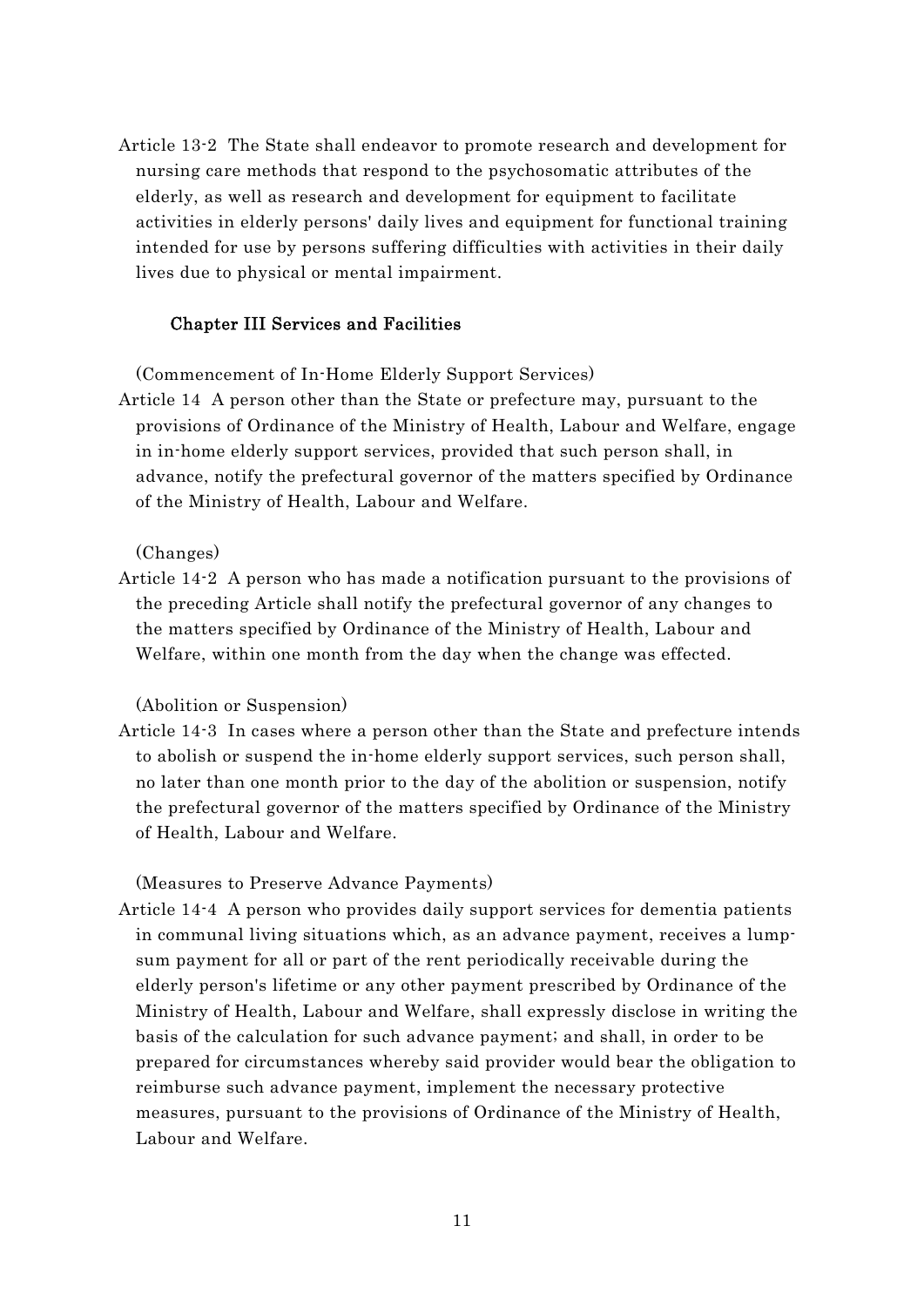Article 13-2 The State shall endeavor to promote research and development for nursing care methods that respond to the psychosomatic attributes of the elderly, as well as research and development for equipment to facilitate activities in elderly persons' daily lives and equipment for functional training intended for use by persons suffering difficulties with activities in their daily lives due to physical or mental impairment.

## Chapter III Services and Facilities

(Commencement of In-Home Elderly Support Services)

Article 14 A person other than the State or prefecture may, pursuant to the provisions of Ordinance of the Ministry of Health, Labour and Welfare, engage in in-home elderly support services, provided that such person shall, in advance, notify the prefectural governor of the matters specified by Ordinance of the Ministry of Health, Labour and Welfare.

(Changes)

Article 14-2 A person who has made a notification pursuant to the provisions of the preceding Article shall notify the prefectural governor of any changes to the matters specified by Ordinance of the Ministry of Health, Labour and Welfare, within one month from the day when the change was effected.

(Abolition or Suspension)

Article 14-3 In cases where a person other than the State and prefecture intends to abolish or suspend the in-home elderly support services, such person shall, no later than one month prior to the day of the abolition or suspension, notify the prefectural governor of the matters specified by Ordinance of the Ministry of Health, Labour and Welfare.

(Measures to Preserve Advance Payments)

Article 14-4 A person who provides daily support services for dementia patients in communal living situations which, as an advance payment, receives a lump-sum payment for all or part of the rent periodically receivable during the elderly person's lifetime or any other payment prescribed by Ordinance of the Ministry of Health, Labour and Welfare, shall expressly disclose in writing the basis of the calculation for such advance payment; and shall, in order to be prepared for circumstances whereby said provider would bear the obligation to reimburse such advance payment, implement the necessary protective measures, pursuant to the provisions of Ordinance of the Ministry of Health, Labour and Welfare.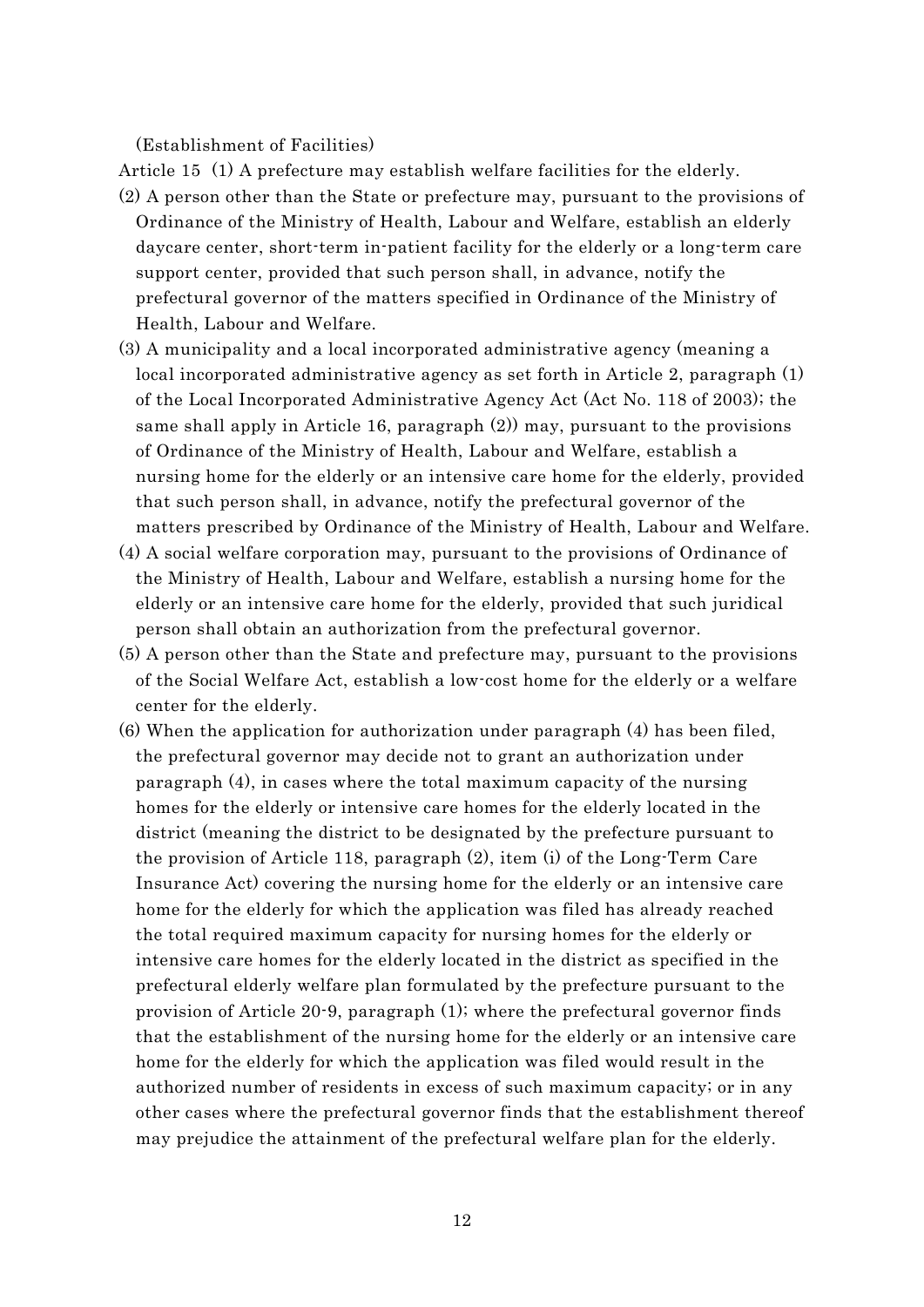(Establishment of Facilities)

Article 15 (1) A prefecture may establish welfare facilities for the elderly.

(2) A person other than the State or prefecture may, pursuant to the provisions of Ordinance of the Ministry of Health, Labour and Welfare, establish an elderly daycare center, short-term in-patient facility for the elderly or a long-term care support center, provided that such person shall, in advance, notify the prefectural governor of the matters specified in Ordinance of the Ministry of Health, Labour and Welfare.

(3) A municipality and a local incorporated administrative agency (meaning a local incorporated administrative agency as set forth in Article 2, paragraph (1) of the Local Incorporated Administrative Agency Act (Act No. 118 of 2003); the same shall apply in Article 16, paragraph (2)) may, pursuant to the provisions of Ordinance of the Ministry of Health, Labour and Welfare, establish a nursing home for the elderly or an intensive care home for the elderly, provided that such person shall, in advance, notify the prefectural governor of the matters prescribed by Ordinance of the Ministry of Health, Labour and Welfare.

(4) A social welfare corporation may, pursuant to the provisions of Ordinance of the Ministry of Health, Labour and Welfare, establish a nursing home for the elderly or an intensive care home for the elderly, provided that such juridical person shall obtain an authorization from the prefectural governor.

(5) A person other than the State and prefecture may, pursuant to the provisions of the Social Welfare Act, establish a low-cost home for the elderly or a welfare center for the elderly.

(6) When the application for authorization under paragraph (4) has been filed, the prefectural governor may decide not to grant an authorization under paragraph (4), in cases where the total maximum capacity of the nursing homes for the elderly or intensive care homes for the elderly located in the district (meaning the district to be designated by the prefecture pursuant to the provision of Article 118, paragraph (2), item (i) of the Long-Term Care Insurance Act) covering the nursing home for the elderly or an intensive care home for the elderly for which the application was filed has already reached the total required maximum capacity for nursing homes for the elderly or intensive care homes for the elderly located in the district as specified in the prefectural elderly welfare plan formulated by the prefecture pursuant to the provision of Article 20-9, paragraph (1); where the prefectural governor finds that the establishment of the nursing home for the elderly or an intensive care home for the elderly for which the application was filed would result in the authorized number of residents in excess of such maximum capacity; or in any other cases where the prefectural governor finds that the establishment thereof may prejudice the attainment of the prefectural welfare plan for the elderly.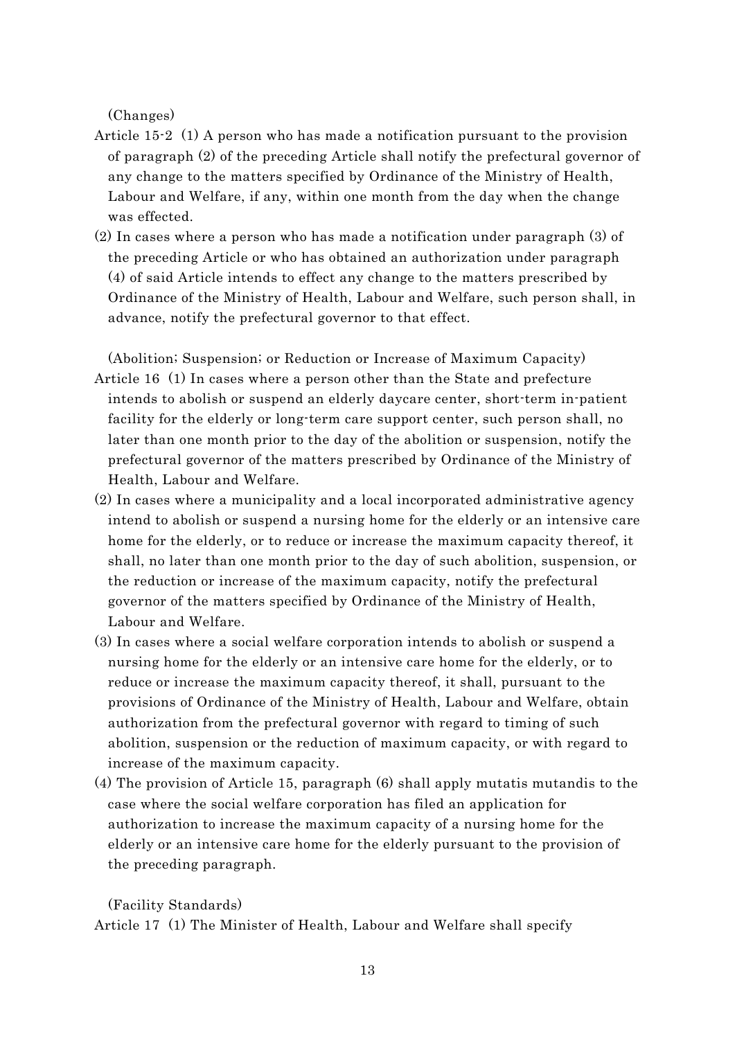(Changes)

Article 15-2 (1) A person who has made a notification pursuant to the provision of paragraph (2) of the preceding Article shall notify the prefectural governor of any change to the matters specified by Ordinance of the Ministry of Health, Labour and Welfare, if any, within one month from the day when the change was effected.

(2) In cases where a person who has made a notification under paragraph (3) of the preceding Article or who has obtained an authorization under paragraph (4) of said Article intends to effect any change to the matters prescribed by Ordinance of the Ministry of Health, Labour and Welfare, such person shall, in advance, notify the prefectural governor to that effect.

(Abolition; Suspension; or Reduction or Increase of Maximum Capacity)

Article 16 (1) In cases where a person other than the State and prefecture intends to abolish or suspend an elderly daycare center, short-term in-patient facility for the elderly or long-term care support center, such person shall, no later than one month prior to the day of the abolition or suspension, notify the prefectural governor of the matters prescribed by Ordinance of the Ministry of Health, Labour and Welfare.

(2) In cases where a municipality and a local incorporated administrative agency intend to abolish or suspend a nursing home for the elderly or an intensive care home for the elderly, or to reduce or increase the maximum capacity thereof, it shall, no later than one month prior to the day of such abolition, suspension, or the reduction or increase of the maximum capacity, notify the prefectural governor of the matters specified by Ordinance of the Ministry of Health, Labour and Welfare.

(3) In cases where a social welfare corporation intends to abolish or suspend a nursing home for the elderly or an intensive care home for the elderly, or to reduce or increase the maximum capacity thereof, it shall, pursuant to the provisions of Ordinance of the Ministry of Health, Labour and Welfare, obtain authorization from the prefectural governor with regard to timing of such abolition, suspension or the reduction of maximum capacity, or with regard to increase of the maximum capacity.

(4) The provision of Article 15, paragraph (6) shall apply mutatis mutandis to the case where the social welfare corporation has filed an application for authorization to increase the maximum capacity of a nursing home for the elderly or an intensive care home for the elderly pursuant to the provision of the preceding paragraph.

(Facility Standards)

Article 17 (1) The Minister of Health, Labour and Welfare shall specify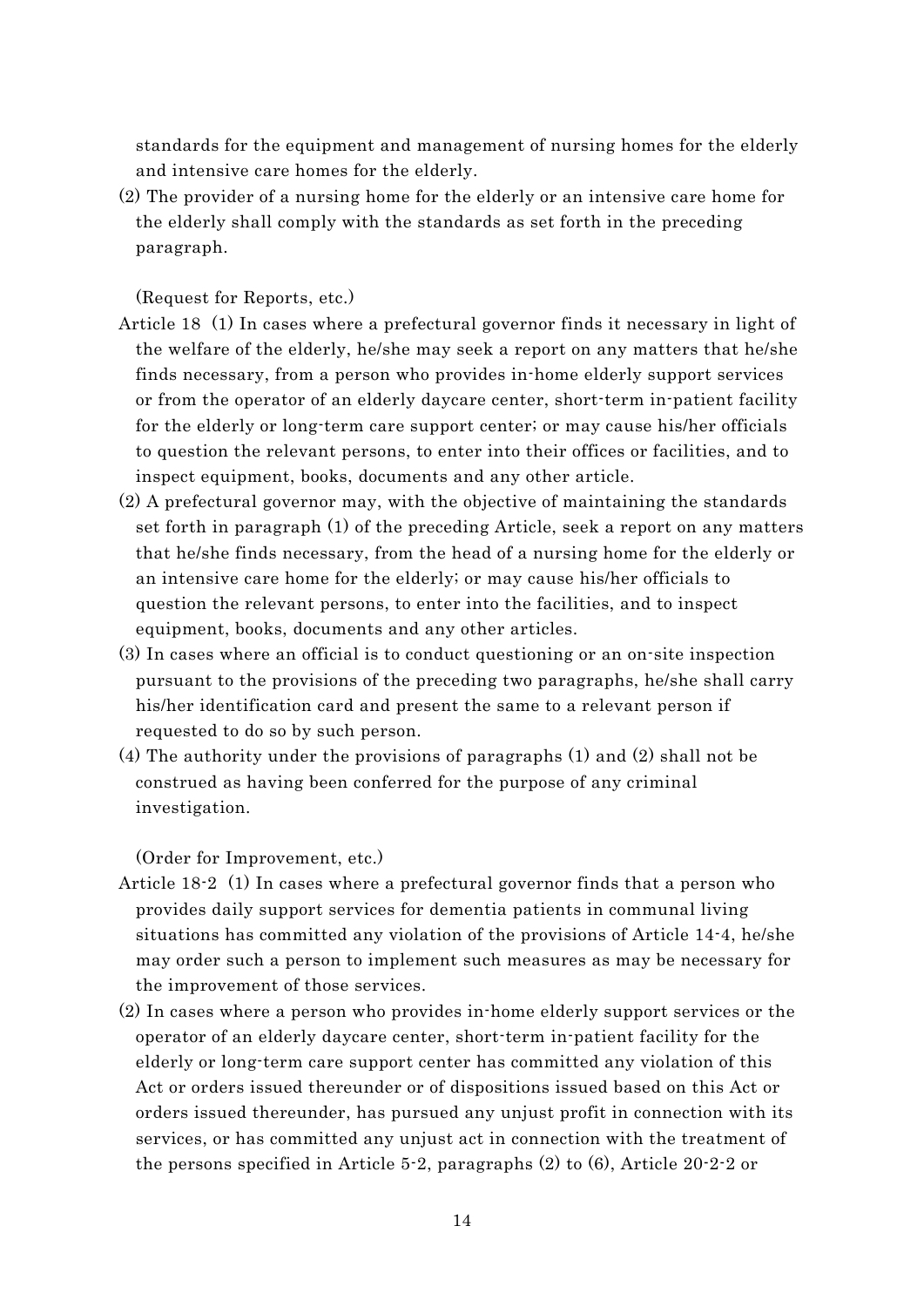standards for the equipment and management of nursing homes for the elderly and intensive care homes for the elderly.

(2) The provider of a nursing home for the elderly or an intensive care home for the elderly shall comply with the standards as set forth in the preceding paragraph.

(Request for Reports, etc.)

Article 18 (1) In cases where a prefectural governor finds it necessary in light of the welfare of the elderly, he/she may seek a report on any matters that he/she finds necessary, from a person who provides in-home elderly support services or from the operator of an elderly daycare center, short-term in-patient facility for the elderly or long-term care support center; or may cause his/her officials to question the relevant persons, to enter into their offices or facilities, and to inspect equipment, books, documents and any other article.

(2) A prefectural governor may, with the objective of maintaining the standards set forth in paragraph (1) of the preceding Article, seek a report on any matters that he/she finds necessary, from the head of a nursing home for the elderly or an intensive care home for the elderly; or may cause his/her officials to question the relevant persons, to enter into the facilities, and to inspect equipment, books, documents and any other articles.

(3) In cases where an official is to conduct questioning or an on-site inspection pursuant to the provisions of the preceding two paragraphs, he/she shall carry his/her identification card and present the same to a relevant person if requested to do so by such person.

(4) The authority under the provisions of paragraphs (1) and (2) shall not be construed as having been conferred for the purpose of any criminal investigation.

(Order for Improvement, etc.)

Article 18-2 (1) In cases where a prefectural governor finds that a person who provides daily support services for dementia patients in communal living situations has committed any violation of the provisions of Article 14-4, he/she may order such a person to implement such measures as may be necessary for the improvement of those services.

(2) In cases where a person who provides in-home elderly support services or the operator of an elderly daycare center, short-term in-patient facility for the elderly or long-term care support center has committed any violation of this Act or orders issued thereunder or of dispositions issued based on this Act or orders issued thereunder, has pursued any unjust profit in connection with its services, or has committed any unjust act in connection with the treatment of the persons specified in Article 5-2, paragraphs (2) to (6), Article 20-2-2 or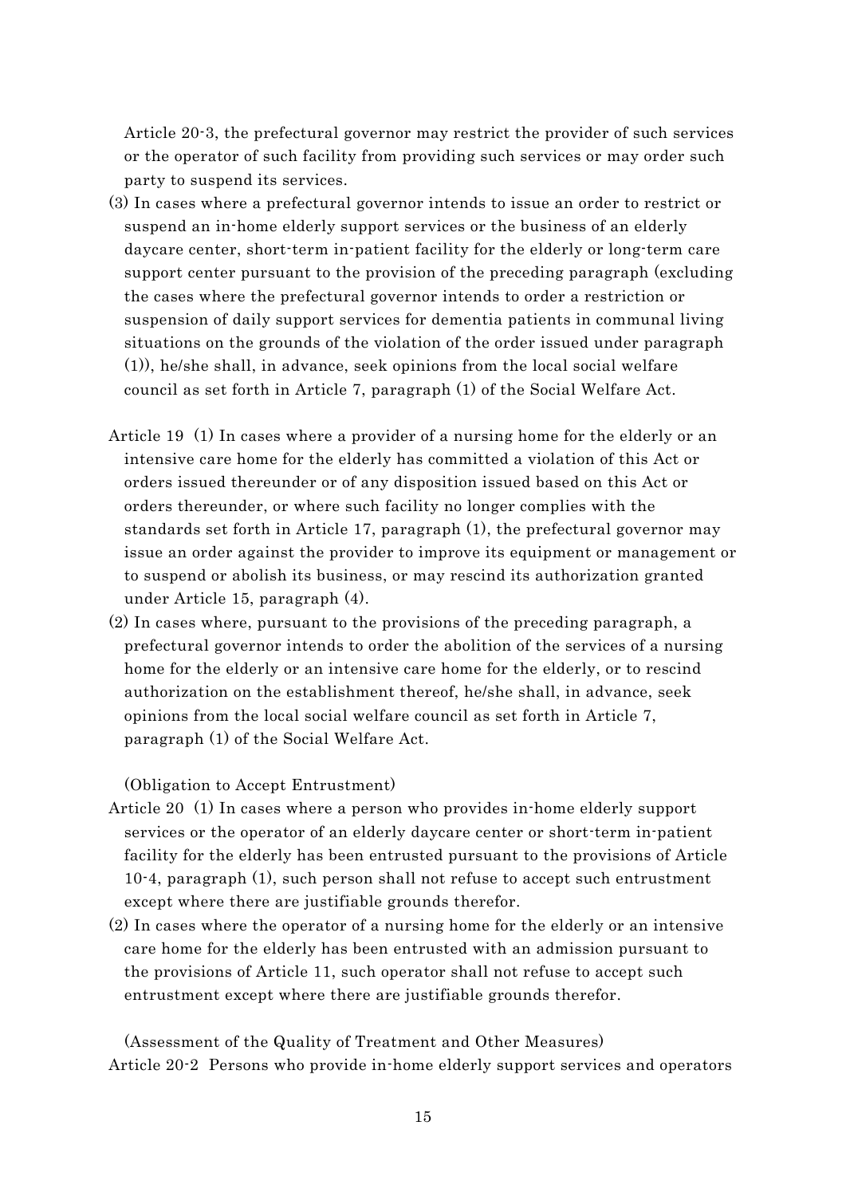Article 20-3, the prefectural governor may restrict the provider of such services or the operator of such facility from providing such services or may order such party to suspend its services.

(3) In cases where a prefectural governor intends to issue an order to restrict or suspend an in-home elderly support services or the business of an elderly daycare center, short-term in-patient facility for the elderly or long-term care support center pursuant to the provision of the preceding paragraph (excluding the cases where the prefectural governor intends to order a restriction or suspension of daily support services for dementia patients in communal living situations on the grounds of the violation of the order issued under paragraph (1)), he/she shall, in advance, seek opinions from the local social welfare council as set forth in Article 7, paragraph (1) of the Social Welfare Act.

Article 19 (1) In cases where a provider of a nursing home for the elderly or an intensive care home for the elderly has committed a violation of this Act or orders issued thereunder or of any disposition issued based on this Act or orders thereunder, or where such facility no longer complies with the standards set forth in Article 17, paragraph (1), the prefectural governor may issue an order against the provider to improve its equipment or management or to suspend or abolish its business, or may rescind its authorization granted under Article 15, paragraph (4).

(2) In cases where, pursuant to the provisions of the preceding paragraph, a prefectural governor intends to order the abolition of the services of a nursing home for the elderly or an intensive care home for the elderly, or to rescind authorization on the establishment thereof, he/she shall, in advance, seek opinions from the local social welfare council as set forth in Article 7, paragraph (1) of the Social Welfare Act.

(Obligation to Accept Entrustment)

Article 20 (1) In cases where a person who provides in-home elderly support services or the operator of an elderly daycare center or short-term in-patient facility for the elderly has been entrusted pursuant to the provisions of Article 10-4, paragraph (1), such person shall not refuse to accept such entrustment except where there are justifiable grounds therefor.

(2) In cases where the operator of a nursing home for the elderly or an intensive care home for the elderly has been entrusted with an admission pursuant to the provisions of Article 11, such operator shall not refuse to accept such entrustment except where there are justifiable grounds therefor.

(Assessment of the Quality of Treatment and Other Measures)

Article 20-2 Persons who provide in-home elderly support services and operators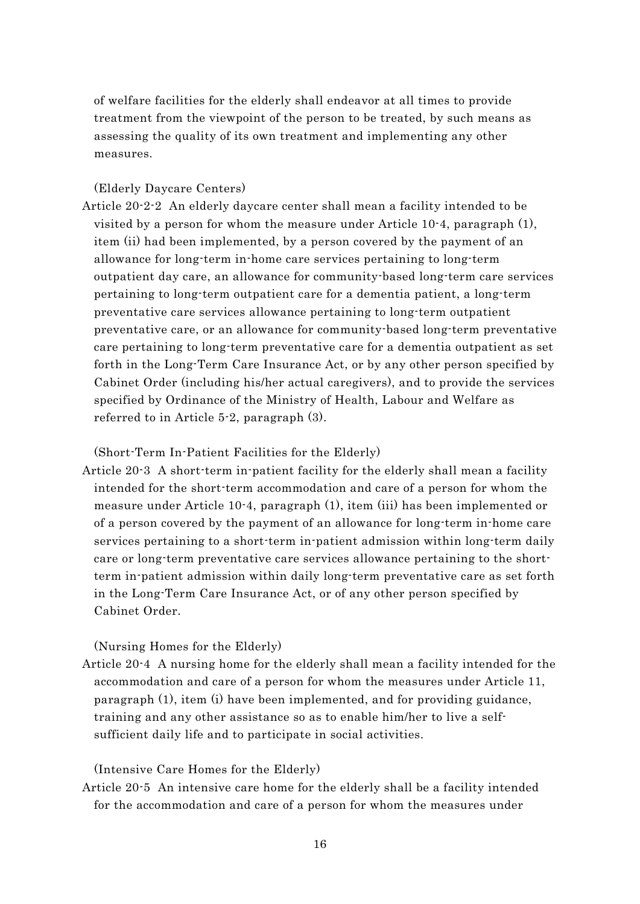of welfare facilities for the elderly shall endeavor at all times to provide treatment from the viewpoint of the person to be treated, by such means as assessing the quality of its own treatment and implementing any other measures.

(Elderly Daycare Centers)

Article 20-2-2 An elderly daycare center shall mean a facility intended to be visited by a person for whom the measure under Article 10-4, paragraph (1), item (ii) had been implemented, by a person covered by the payment of an allowance for long-term in-home care services pertaining to long-term outpatient day care, an allowance for community-based long-term care services pertaining to long-term outpatient care for a dementia patient, a long-term preventative care services allowance pertaining to long-term outpatient preventative care, or an allowance for community-based long-term preventative care pertaining to long-term preventative care for a dementia outpatient as set forth in the Long-Term Care Insurance Act, or by any other person specified by Cabinet Order (including his/her actual caregivers), and to provide the services specified by Ordinance of the Ministry of Health, Labour and Welfare as referred to in Article 5-2, paragraph (3).

(Short-Term In-Patient Facilities for the Elderly)

Article 20-3 A short-term in-patient facility for the elderly shall mean a facility intended for the short-term accommodation and care of a person for whom the measure under Article 10-4, paragraph (1), item (iii) has been implemented or of a person covered by the payment of an allowance for long-term in-home care services pertaining to a short-term in-patient admission within long-term daily care or long-term preventative care services allowance pertaining to the short-term in-patient admission within daily long-term preventative care as set forth in the Long-Term Care Insurance Act, or of any other person specified by Cabinet Order.

(Nursing Homes for the Elderly)

Article 20-4 A nursing home for the elderly shall mean a facility intended for the accommodation and care of a person for whom the measures under Article 11, paragraph (1), item (i) have been implemented, and for providing guidance, training and any other assistance so as to enable him/her to live a self-sufficient daily life and to participate in social activities.

(Intensive Care Homes for the Elderly)

Article 20-5 An intensive care home for the elderly shall be a facility intended for the accommodation and care of a person for whom the measures under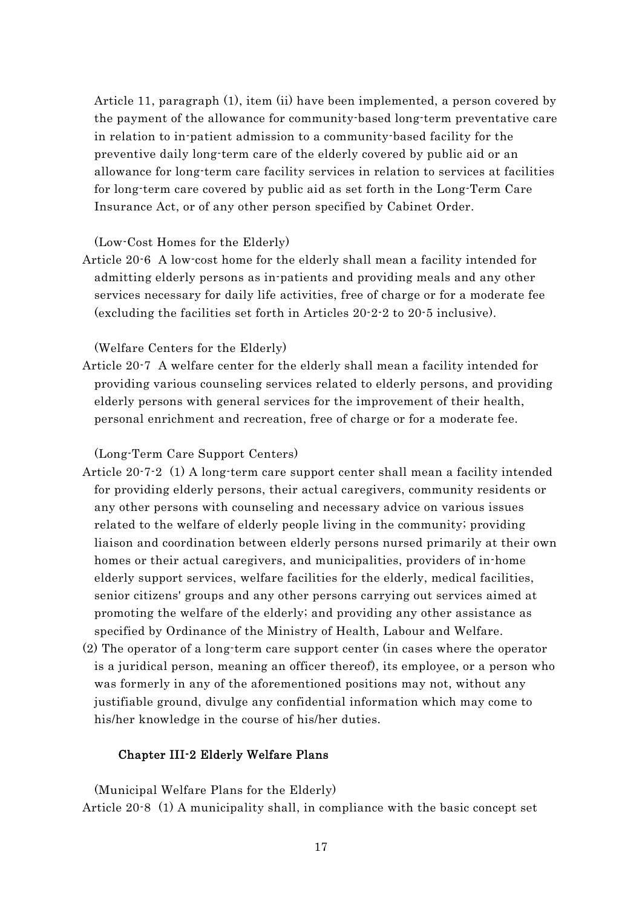Article 11, paragraph (1), item (ii) have been implemented, a person covered by the payment of the allowance for community-based long-term preventative care in relation to in-patient admission to a community-based facility for the preventive daily long-term care of the elderly covered by public aid or an allowance for long-term care facility services in relation to services at facilities for long-term care covered by public aid as set forth in the Long-Term Care Insurance Act, or of any other person specified by Cabinet Order.

(Low-Cost Homes for the Elderly)

Article 20-6 A low-cost home for the elderly shall mean a facility intended for admitting elderly persons as in-patients and providing meals and any other services necessary for daily life activities, free of charge or for a moderate fee (excluding the facilities set forth in Articles 20-2-2 to 20-5 inclusive).

(Welfare Centers for the Elderly)

Article 20-7 A welfare center for the elderly shall mean a facility intended for providing various counseling services related to elderly persons, and providing elderly persons with general services for the improvement of their health, personal enrichment and recreation, free of charge or for a moderate fee.

(Long-Term Care Support Centers)

Article 20-7-2 (1) A long-term care support center shall mean a facility intended for providing elderly persons, their actual caregivers, community residents or any other persons with counseling and necessary advice on various issues related to the welfare of elderly people living in the community; providing liaison and coordination between elderly persons nursed primarily at their own homes or their actual caregivers, and municipalities, providers of in-home elderly support services, welfare facilities for the elderly, medical facilities, senior citizens' groups and any other persons carrying out services aimed at promoting the welfare of the elderly; and providing any other assistance as specified by Ordinance of the Ministry of Health, Labour and Welfare.

(2) The operator of a long-term care support center (in cases where the operator is a juridical person, meaning an officer thereof), its employee, or a person who was formerly in any of the aforementioned positions may not, without any justifiable ground, divulge any confidential information which may come to his/her knowledge in the course of his/her duties.

## Chapter III-2 Elderly Welfare Plans

(Municipal Welfare Plans for the Elderly)

Article 20-8 (1) A municipality shall, in compliance with the basic concept set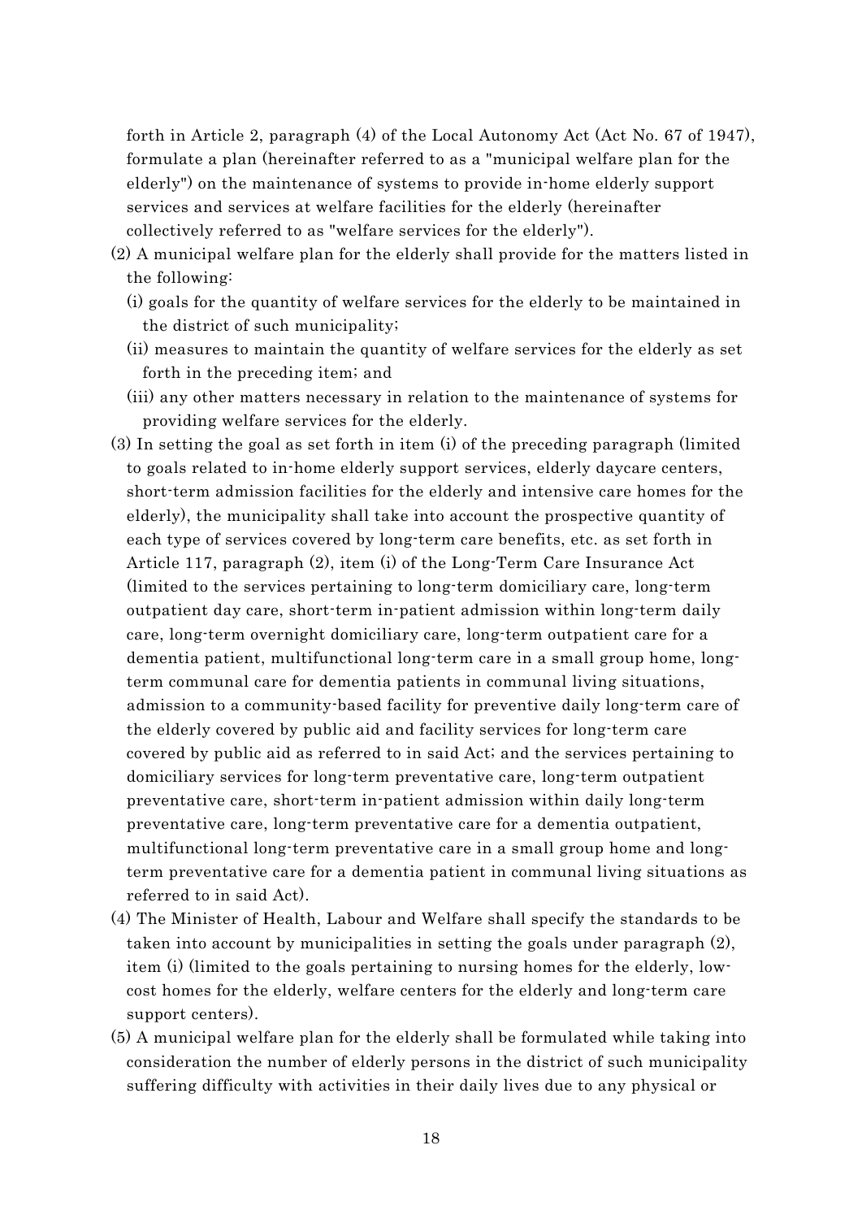forth in Article 2, paragraph (4) of the Local Autonomy Act (Act No. 67 of 1947), formulate a plan (hereinafter referred to as a "municipal welfare plan for the elderly") on the maintenance of systems to provide in-home elderly support services and services at welfare facilities for the elderly (hereinafter collectively referred to as "welfare services for the elderly").

(2) A municipal welfare plan for the elderly shall provide for the matters listed in the following:

(i) goals for the quantity of welfare services for the elderly to be maintained in the district of such municipality;

(ii) measures to maintain the quantity of welfare services for the elderly as set forth in the preceding item; and

(iii) any other matters necessary in relation to the maintenance of systems for providing welfare services for the elderly.

(3) In setting the goal as set forth in item (i) of the preceding paragraph (limited to goals related to in-home elderly support services, elderly daycare centers, short-term admission facilities for the elderly and intensive care homes for the elderly), the municipality shall take into account the prospective quantity of each type of services covered by long-term care benefits, etc. as set forth in Article 117, paragraph (2), item (i) of the Long-Term Care Insurance Act (limited to the services pertaining to long-term domiciliary care, long-term outpatient day care, short-term in-patient admission within long-term daily care, long-term overnight domiciliary care, long-term outpatient care for a dementia patient, multifunctional long-term care in a small group home, long-term communal care for dementia patients in communal living situations, admission to a community-based facility for preventive daily long-term care of the elderly covered by public aid and facility services for long-term care covered by public aid as referred to in said Act; and the services pertaining to domiciliary services for long-term preventative care, long-term outpatient preventative care, short-term in-patient admission within daily long-term preventative care, long-term preventative care for a dementia outpatient, multifunctional long-term preventative care in a small group home and long-term preventative care for a dementia patient in communal living situations as referred to in said Act).

(4) The Minister of Health, Labour and Welfare shall specify the standards to be taken into account by municipalities in setting the goals under paragraph (2), item (i) (limited to the goals pertaining to nursing homes for the elderly, low-cost homes for the elderly, welfare centers for the elderly and long-term care support centers).

(5) A municipal welfare plan for the elderly shall be formulated while taking into consideration the number of elderly persons in the district of such municipality suffering difficulty with activities in their daily lives due to any physical or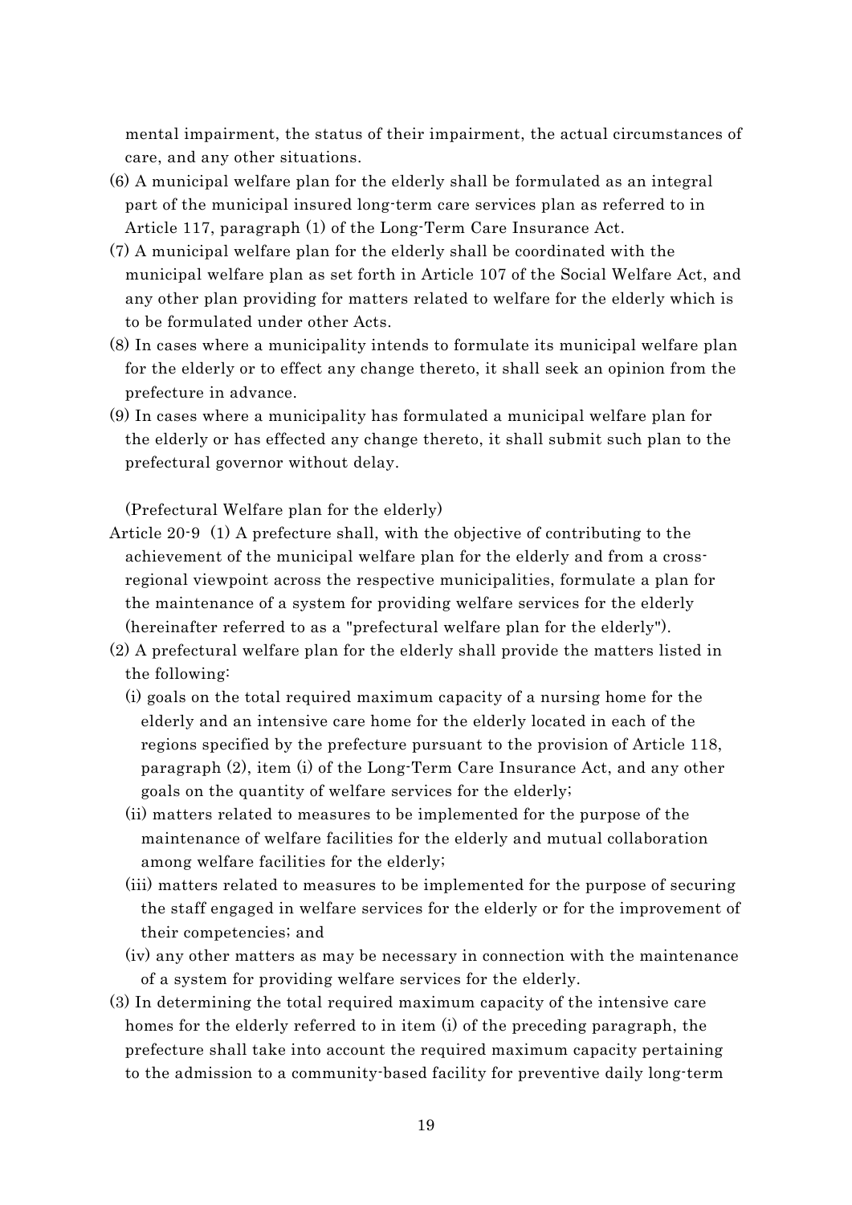mental impairment, the status of their impairment, the actual circumstances of care, and any other situations.

(6) A municipal welfare plan for the elderly shall be formulated as an integral part of the municipal insured long-term care services plan as referred to in Article 117, paragraph (1) of the Long-Term Care Insurance Act.

(7) A municipal welfare plan for the elderly shall be coordinated with the municipal welfare plan as set forth in Article 107 of the Social Welfare Act, and any other plan providing for matters related to welfare for the elderly which is to be formulated under other Acts.

(8) In cases where a municipality intends to formulate its municipal welfare plan for the elderly or to effect any change thereto, it shall seek an opinion from the prefecture in advance.

(9) In cases where a municipality has formulated a municipal welfare plan for the elderly or has effected any change thereto, it shall submit such plan to the prefectural governor without delay.

(Prefectural Welfare plan for the elderly)

Article 20-9 (1) A prefecture shall, with the objective of contributing to the achievement of the municipal welfare plan for the elderly and from a cross-regional viewpoint across the respective municipalities, formulate a plan for the maintenance of a system for providing welfare services for the elderly (hereinafter referred to as a "prefectural welfare plan for the elderly").

(2) A prefectural welfare plan for the elderly shall provide the matters listed in the following:

(i) goals on the total required maximum capacity of a nursing home for the elderly and an intensive care home for the elderly located in each of the regions specified by the prefecture pursuant to the provision of Article 118, paragraph (2), item (i) of the Long-Term Care Insurance Act, and any other goals on the quantity of welfare services for the elderly;

(ii) matters related to measures to be implemented for the purpose of the maintenance of welfare facilities for the elderly and mutual collaboration among welfare facilities for the elderly;

(iii) matters related to measures to be implemented for the purpose of securing the staff engaged in welfare services for the elderly or for the improvement of their competencies; and

(iv) any other matters as may be necessary in connection with the maintenance of a system for providing welfare services for the elderly.

(3) In determining the total required maximum capacity of the intensive care homes for the elderly referred to in item (i) of the preceding paragraph, the prefecture shall take into account the required maximum capacity pertaining to the admission to a community-based facility for preventive daily long-term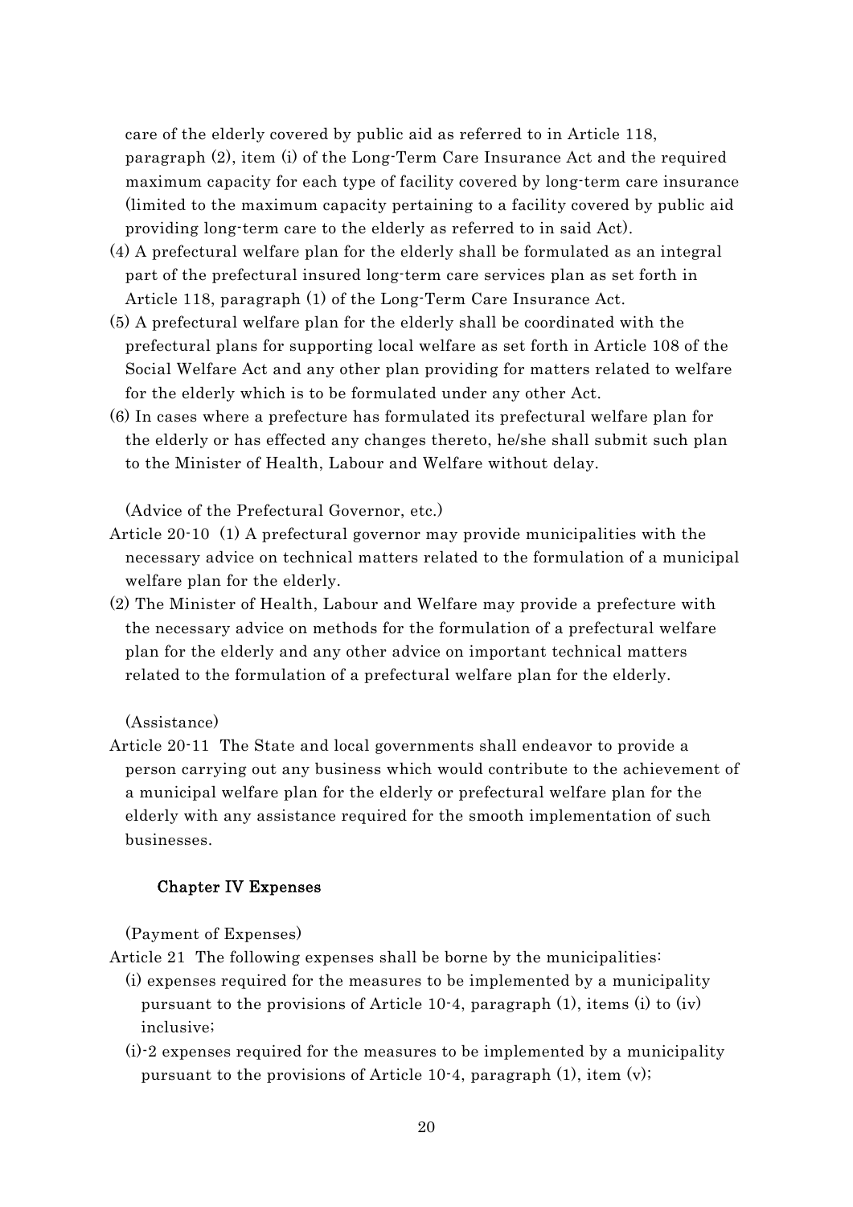care of the elderly covered by public aid as referred to in Article 118, paragraph (2), item (i) of the Long-Term Care Insurance Act and the required maximum capacity for each type of facility covered by long-term care insurance (limited to the maximum capacity pertaining to a facility covered by public aid providing long-term care to the elderly as referred to in said Act).

(4) A prefectural welfare plan for the elderly shall be formulated as an integral part of the prefectural insured long-term care services plan as set forth in Article 118, paragraph (1) of the Long-Term Care Insurance Act.

(5) A prefectural welfare plan for the elderly shall be coordinated with the prefectural plans for supporting local welfare as set forth in Article 108 of the Social Welfare Act and any other plan providing for matters related to welfare for the elderly which is to be formulated under any other Act.

(6) In cases where a prefecture has formulated its prefectural welfare plan for the elderly or has effected any changes thereto, he/she shall submit such plan to the Minister of Health, Labour and Welfare without delay.

(Advice of the Prefectural Governor, etc.)

Article 20-10 (1) A prefectural governor may provide municipalities with the necessary advice on technical matters related to the formulation of a municipal welfare plan for the elderly.

(2) The Minister of Health, Labour and Welfare may provide a prefecture with the necessary advice on methods for the formulation of a prefectural welfare plan for the elderly and any other advice on important technical matters related to the formulation of a prefectural welfare plan for the elderly.

(Assistance)

Article 20-11 The State and local governments shall endeavor to provide a person carrying out any business which would contribute to the achievement of a municipal welfare plan for the elderly or prefectural welfare plan for the elderly with any assistance required for the smooth implementation of such businesses.

## Chapter IV Expenses

(Payment of Expenses)

Article 21 The following expenses shall be borne by the municipalities:

(i) expenses required for the measures to be implemented by a municipality pursuant to the provisions of Article 10-4, paragraph (1), items (i) to (iv) inclusive;

(i)-2 expenses required for the measures to be implemented by a municipality pursuant to the provisions of Article 10-4, paragraph (1), item (v);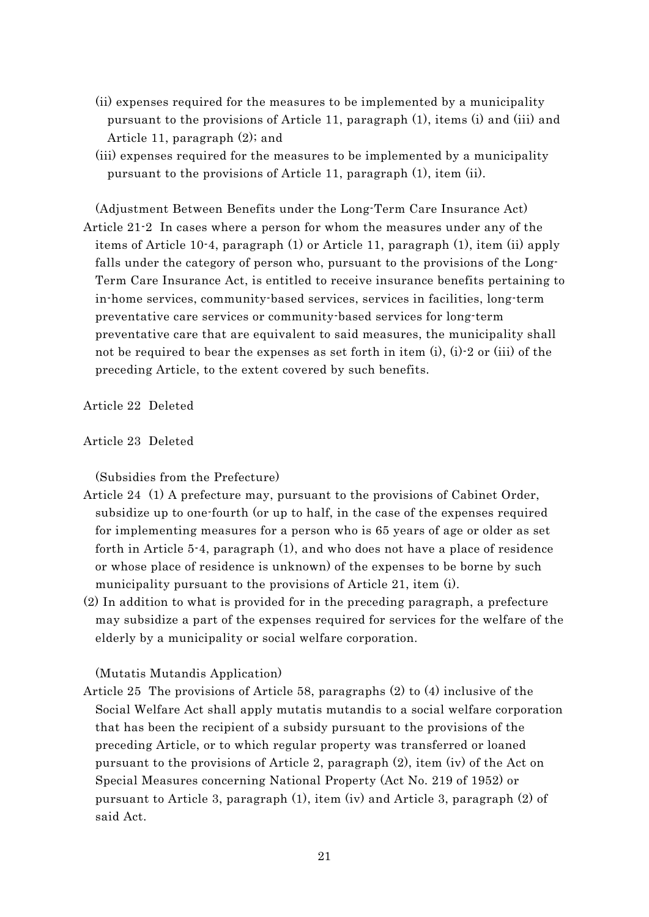(ii) expenses required for the measures to be implemented by a municipality pursuant to the provisions of Article 11, paragraph (1), items (i) and (iii) and Article 11, paragraph (2); and

(iii) expenses required for the measures to be implemented by a municipality pursuant to the provisions of Article 11, paragraph (1), item (ii).

(Adjustment Between Benefits under the Long-Term Care Insurance Act)

Article 21-2 In cases where a person for whom the measures under any of the items of Article 10-4, paragraph (1) or Article 11, paragraph (1), item (ii) apply falls under the category of person who, pursuant to the provisions of the Long-Term Care Insurance Act, is entitled to receive insurance benefits pertaining to in-home services, community-based services, services in facilities, long-term preventative care services or community-based services for long-term preventative care that are equivalent to said measures, the municipality shall not be required to bear the expenses as set forth in item (i), (i)-2 or (iii) of the preceding Article, to the extent covered by such benefits.

Article 22 Deleted

Article 23 Deleted

(Subsidies from the Prefecture)

Article 24 (1) A prefecture may, pursuant to the provisions of Cabinet Order, subsidize up to one-fourth (or up to half, in the case of the expenses required for implementing measures for a person who is 65 years of age or older as set forth in Article 5-4, paragraph (1), and who does not have a place of residence or whose place of residence is unknown) of the expenses to be borne by such municipality pursuant to the provisions of Article 21, item (i).

(2) In addition to what is provided for in the preceding paragraph, a prefecture may subsidize a part of the expenses required for services for the welfare of the elderly by a municipality or social welfare corporation.

(Mutatis Mutandis Application)

Article 25 The provisions of Article 58, paragraphs (2) to (4) inclusive of the Social Welfare Act shall apply mutatis mutandis to a social welfare corporation that has been the recipient of a subsidy pursuant to the provisions of the preceding Article, or to which regular property was transferred or loaned pursuant to the provisions of Article 2, paragraph (2), item (iv) of the Act on Special Measures concerning National Property (Act No. 219 of 1952) or pursuant to Article 3, paragraph (1), item (iv) and Article 3, paragraph (2) of said Act.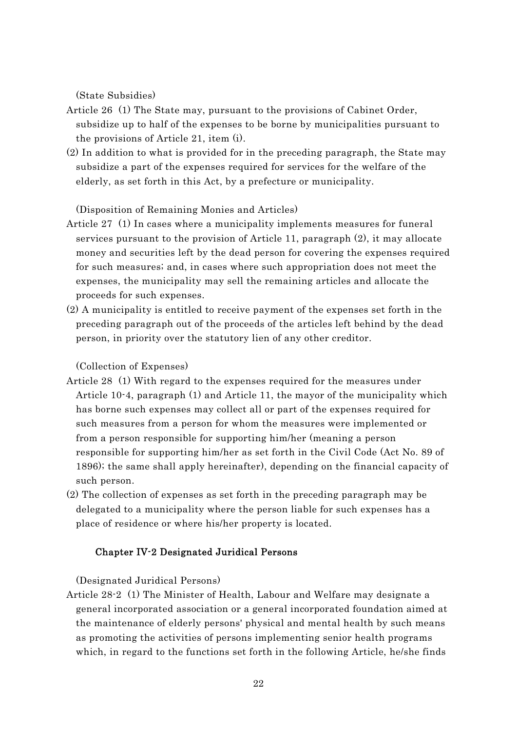(State Subsidies)

Article 26 (1) The State may, pursuant to the provisions of Cabinet Order, subsidize up to half of the expenses to be borne by municipalities pursuant to the provisions of Article 21, item (i).

(2) In addition to what is provided for in the preceding paragraph, the State may subsidize a part of the expenses required for services for the welfare of the elderly, as set forth in this Act, by a prefecture or municipality.

(Disposition of Remaining Monies and Articles)

Article 27 (1) In cases where a municipality implements measures for funeral services pursuant to the provision of Article 11, paragraph (2), it may allocate money and securities left by the dead person for covering the expenses required for such measures; and, in cases where such appropriation does not meet the expenses, the municipality may sell the remaining articles and allocate the proceeds for such expenses.

(2) A municipality is entitled to receive payment of the expenses set forth in the preceding paragraph out of the proceeds of the articles left behind by the dead person, in priority over the statutory lien of any other creditor.

(Collection of Expenses)

Article 28 (1) With regard to the expenses required for the measures under Article 10-4, paragraph (1) and Article 11, the mayor of the municipality which has borne such expenses may collect all or part of the expenses required for such measures from a person for whom the measures were implemented or from a person responsible for supporting him/her (meaning a person responsible for supporting him/her as set forth in the Civil Code (Act No. 89 of 1896); the same shall apply hereinafter), depending on the financial capacity of such person.

(2) The collection of expenses as set forth in the preceding paragraph may be delegated to a municipality where the person liable for such expenses has a place of residence or where his/her property is located.

## Chapter IV-2 Designated Juridical Persons

(Designated Juridical Persons)

Article 28-2 (1) The Minister of Health, Labour and Welfare may designate a general incorporated association or a general incorporated foundation aimed at the maintenance of elderly persons' physical and mental health by such means as promoting the activities of persons implementing senior health programs which, in regard to the functions set forth in the following Article, he/she finds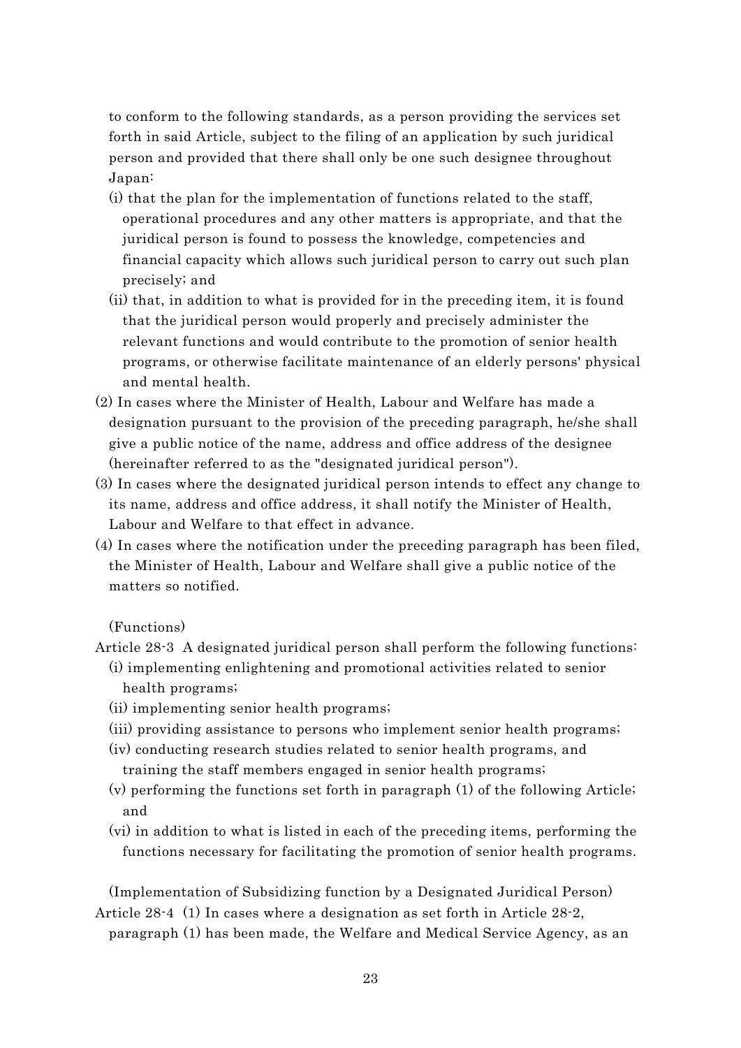to conform to the following standards, as a person providing the services set forth in said Article, subject to the filing of an application by such juridical person and provided that there shall only be one such designee throughout Japan:

(i) that the plan for the implementation of functions related to the staff, operational procedures and any other matters is appropriate, and that the juridical person is found to possess the knowledge, competencies and financial capacity which allows such juridical person to carry out such plan precisely; and

(ii) that, in addition to what is provided for in the preceding item, it is found that the juridical person would properly and precisely administer the relevant functions and would contribute to the promotion of senior health programs, or otherwise facilitate maintenance of an elderly persons' physical and mental health.

(2) In cases where the Minister of Health, Labour and Welfare has made a designation pursuant to the provision of the preceding paragraph, he/she shall give a public notice of the name, address and office address of the designee (hereinafter referred to as the "designated juridical person").

(3) In cases where the designated juridical person intends to effect any change to its name, address and office address, it shall notify the Minister of Health, Labour and Welfare to that effect in advance.

(4) In cases where the notification under the preceding paragraph has been filed, the Minister of Health, Labour and Welfare shall give a public notice of the matters so notified.

(Functions)

Article 28-3 A designated juridical person shall perform the following functions:

(i) implementing enlightening and promotional activities related to senior health programs;

(ii) implementing senior health programs;

(iii) providing assistance to persons who implement senior health programs;

(iv) conducting research studies related to senior health programs, and training the staff members engaged in senior health programs;

(v) performing the functions set forth in paragraph (1) of the following Article; and

(vi) in addition to what is listed in each of the preceding items, performing the functions necessary for facilitating the promotion of senior health programs.

(Implementation of Subsidizing function by a Designated Juridical Person)

Article 28-4 (1) In cases where a designation as set forth in Article 28-2, paragraph (1) has been made, the Welfare and Medical Service Agency, as an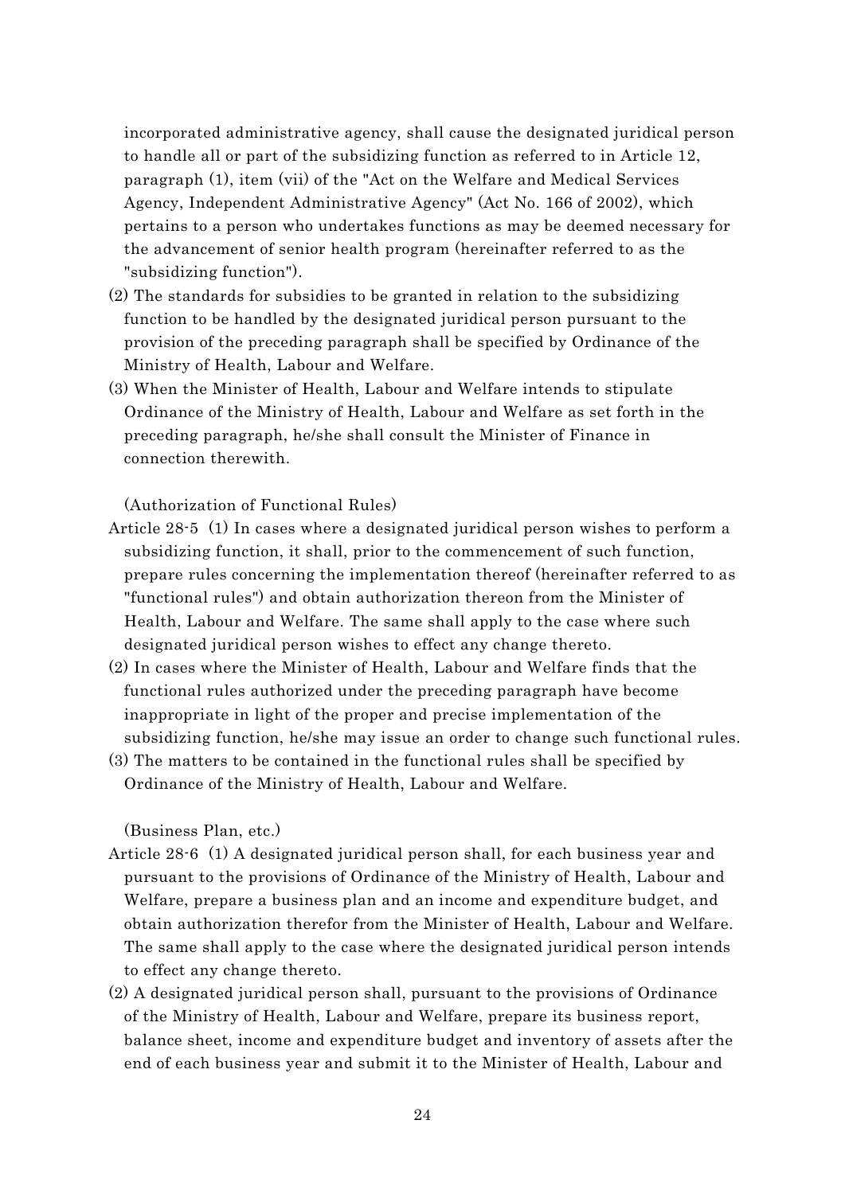incorporated administrative agency, shall cause the designated juridical person to handle all or part of the subsidizing function as referred to in Article 12, paragraph (1), item (vii) of the "Act on the Welfare and Medical Services Agency, Independent Administrative Agency" (Act No. 166 of 2002), which pertains to a person who undertakes functions as may be deemed necessary for the advancement of senior health program (hereinafter referred to as the "subsidizing function").

(2) The standards for subsidies to be granted in relation to the subsidizing function to be handled by the designated juridical person pursuant to the provision of the preceding paragraph shall be specified by Ordinance of the Ministry of Health, Labour and Welfare.

(3) When the Minister of Health, Labour and Welfare intends to stipulate Ordinance of the Ministry of Health, Labour and Welfare as set forth in the preceding paragraph, he/she shall consult the Minister of Finance in connection therewith.

(Authorization of Functional Rules)

Article 28-5 (1) In cases where a designated juridical person wishes to perform a subsidizing function, it shall, prior to the commencement of such function, prepare rules concerning the implementation thereof (hereinafter referred to as "functional rules") and obtain authorization thereon from the Minister of Health, Labour and Welfare. The same shall apply to the case where such designated juridical person wishes to effect any change thereto.

(2) In cases where the Minister of Health, Labour and Welfare finds that the functional rules authorized under the preceding paragraph have become inappropriate in light of the proper and precise implementation of the subsidizing function, he/she may issue an order to change such functional rules.

(3) The matters to be contained in the functional rules shall be specified by Ordinance of the Ministry of Health, Labour and Welfare.

(Business Plan, etc.)

Article 28-6 (1) A designated juridical person shall, for each business year and pursuant to the provisions of Ordinance of the Ministry of Health, Labour and Welfare, prepare a business plan and an income and expenditure budget, and obtain authorization therefor from the Minister of Health, Labour and Welfare. The same shall apply to the case where the designated juridical person intends to effect any change thereto.

(2) A designated juridical person shall, pursuant to the provisions of Ordinance of the Ministry of Health, Labour and Welfare, prepare its business report, balance sheet, income and expenditure budget and inventory of assets after the end of each business year and submit it to the Minister of Health, Labour and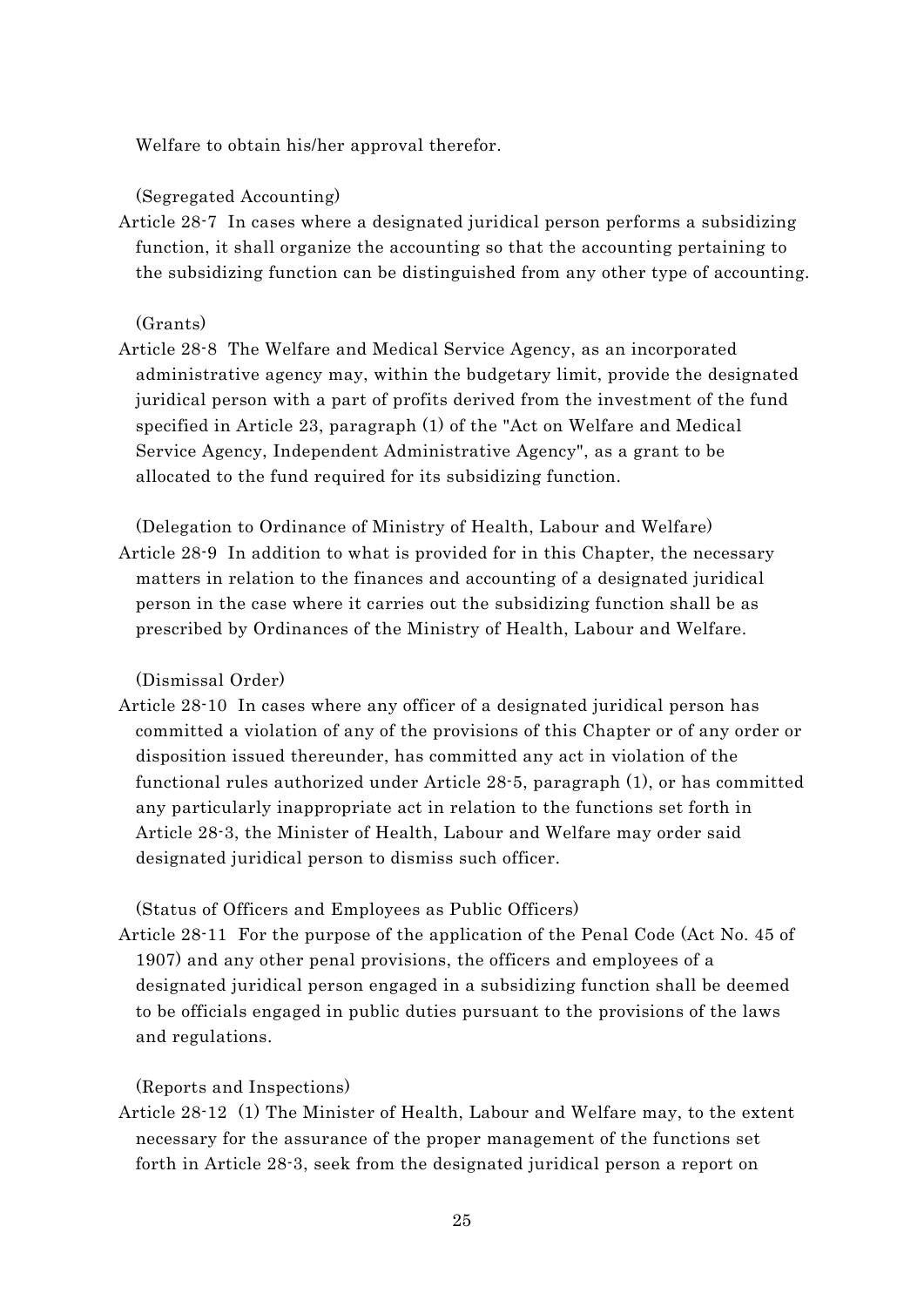Welfare to obtain his/her approval therefor.

(Segregated Accounting)

Article 28-7 In cases where a designated juridical person performs a subsidizing function, it shall organize the accounting so that the accounting pertaining to the subsidizing function can be distinguished from any other type of accounting.

(Grants)

Article 28-8 The Welfare and Medical Service Agency, as an incorporated administrative agency may, within the budgetary limit, provide the designated juridical person with a part of profits derived from the investment of the fund specified in Article 23, paragraph (1) of the "Act on Welfare and Medical Service Agency, Independent Administrative Agency", as a grant to be allocated to the fund required for its subsidizing function.

(Delegation to Ordinance of Ministry of Health, Labour and Welfare)

Article 28-9 In addition to what is provided for in this Chapter, the necessary matters in relation to the finances and accounting of a designated juridical person in the case where it carries out the subsidizing function shall be as prescribed by Ordinances of the Ministry of Health, Labour and Welfare.

(Dismissal Order)

Article 28-10 In cases where any officer of a designated juridical person has committed a violation of any of the provisions of this Chapter or of any order or disposition issued thereunder, has committed any act in violation of the functional rules authorized under Article 28-5, paragraph (1), or has committed any particularly inappropriate act in relation to the functions set forth in Article 28-3, the Minister of Health, Labour and Welfare may order said designated juridical person to dismiss such officer.

(Status of Officers and Employees as Public Officers)

Article 28-11 For the purpose of the application of the Penal Code (Act No. 45 of 1907) and any other penal provisions, the officers and employees of a designated juridical person engaged in a subsidizing function shall be deemed to be officials engaged in public duties pursuant to the provisions of the laws and regulations.

(Reports and Inspections)

Article 28-12 (1) The Minister of Health, Labour and Welfare may, to the extent necessary for the assurance of the proper management of the functions set forth in Article 28-3, seek from the designated juridical person a report on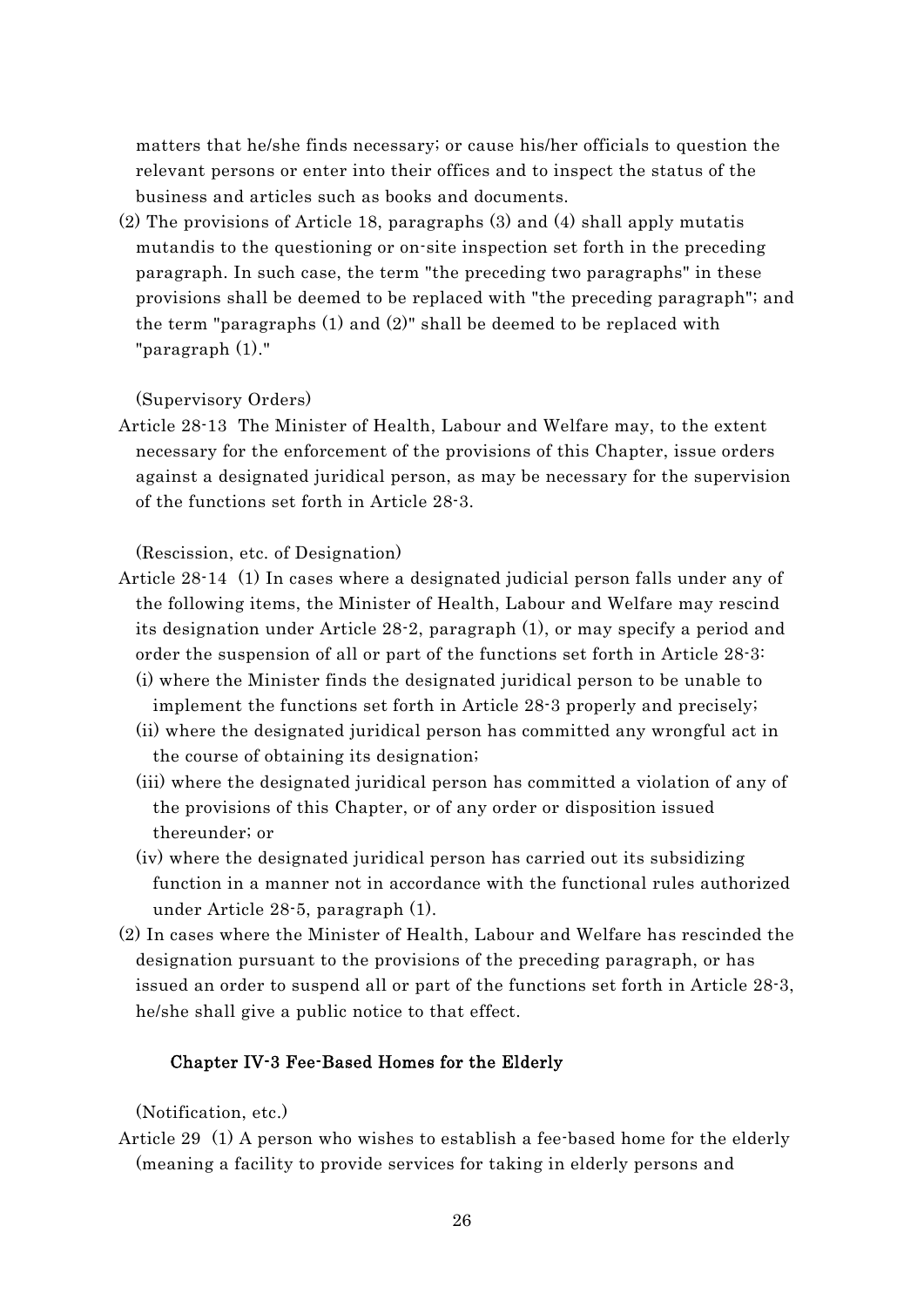matters that he/she finds necessary; or cause his/her officials to question the relevant persons or enter into their offices and to inspect the status of the business and articles such as books and documents.

(2) The provisions of Article 18, paragraphs (3) and (4) shall apply mutatis mutandis to the questioning or on-site inspection set forth in the preceding paragraph. In such case, the term "the preceding two paragraphs" in these provisions shall be deemed to be replaced with "the preceding paragraph"; and the term "paragraphs (1) and (2)" shall be deemed to be replaced with "paragraph (1)."

(Supervisory Orders)

Article 28-13 The Minister of Health, Labour and Welfare may, to the extent necessary for the enforcement of the provisions of this Chapter, issue orders against a designated juridical person, as may be necessary for the supervision of the functions set forth in Article 28-3.

(Rescission, etc. of Designation)

Article 28-14 (1) In cases where a designated judicial person falls under any of the following items, the Minister of Health, Labour and Welfare may rescind its designation under Article 28-2, paragraph (1), or may specify a period and order the suspension of all or part of the functions set forth in Article 28-3:

(i) where the Minister finds the designated juridical person to be unable to implement the functions set forth in Article 28-3 properly and precisely;

(ii) where the designated juridical person has committed any wrongful act in the course of obtaining its designation;

(iii) where the designated juridical person has committed a violation of any of the provisions of this Chapter, or of any order or disposition issued thereunder; or

(iv) where the designated juridical person has carried out its subsidizing function in a manner not in accordance with the functional rules authorized under Article 28-5, paragraph (1).

(2) In cases where the Minister of Health, Labour and Welfare has rescinded the designation pursuant to the provisions of the preceding paragraph, or has issued an order to suspend all or part of the functions set forth in Article 28-3, he/she shall give a public notice to that effect.

## Chapter IV-3 Fee-Based Homes for the Elderly

(Notification, etc.)

Article 29 (1) A person who wishes to establish a fee-based home for the elderly (meaning a facility to provide services for taking in elderly persons and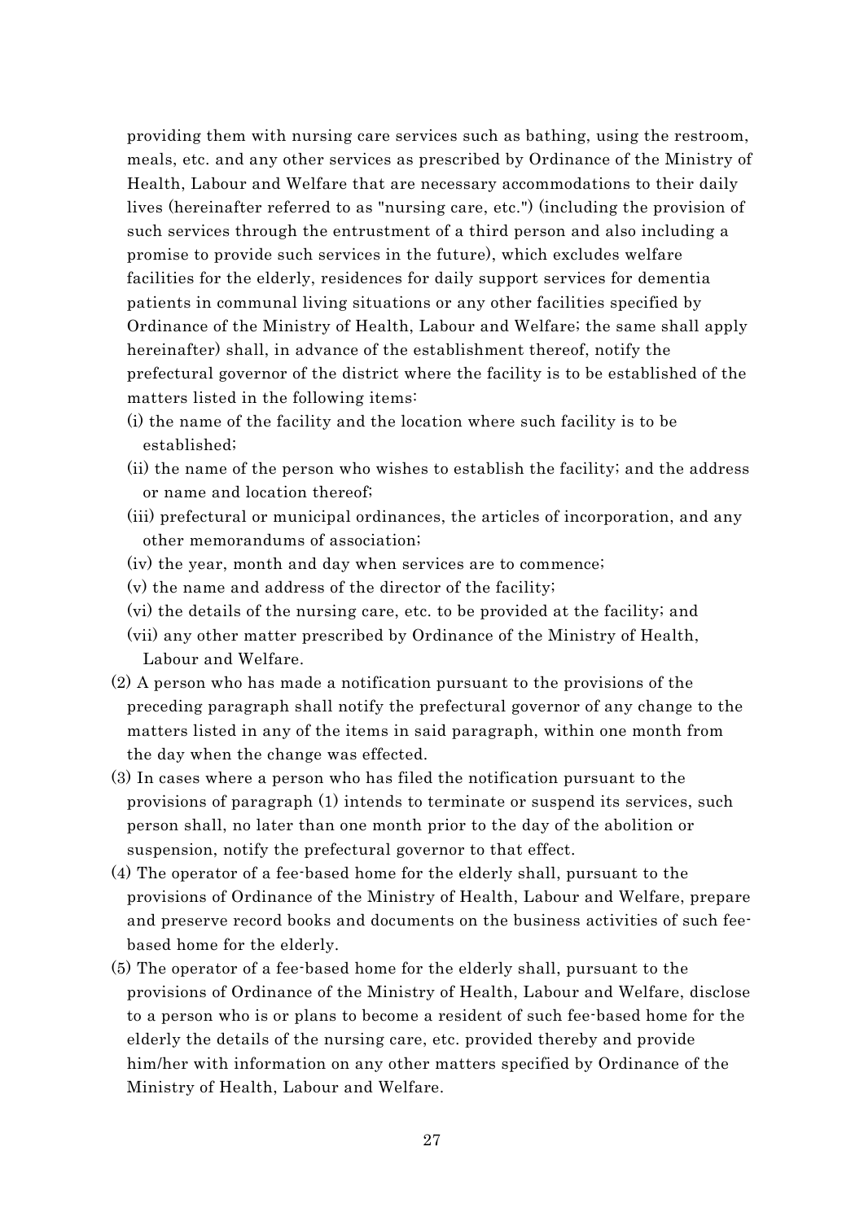providing them with nursing care services such as bathing, using the restroom, meals, etc. and any other services as prescribed by Ordinance of the Ministry of Health, Labour and Welfare that are necessary accommodations to their daily lives (hereinafter referred to as "nursing care, etc.") (including the provision of such services through the entrustment of a third person and also including a promise to provide such services in the future), which excludes welfare facilities for the elderly, residences for daily support services for dementia patients in communal living situations or any other facilities specified by Ordinance of the Ministry of Health, Labour and Welfare; the same shall apply hereinafter) shall, in advance of the establishment thereof, notify the prefectural governor of the district where the facility is to be established of the matters listed in the following items:

(i) the name of the facility and the location where such facility is to be established;
(ii) the name of the person who wishes to establish the facility; and the address or name and location thereof;
(iii) prefectural or municipal ordinances, the articles of incorporation, and any other memorandums of association;
(iv) the year, month and day when services are to commence;
(v) the name and address of the director of the facility;
(vi) the details of the nursing care, etc. to be provided at the facility; and
(vii) any other matter prescribed by Ordinance of the Ministry of Health, Labour and Welfare.

(2) A person who has made a notification pursuant to the provisions of the preceding paragraph shall notify the prefectural governor of any change to the matters listed in any of the items in said paragraph, within one month from the day when the change was effected.

(3) In cases where a person who has filed the notification pursuant to the provisions of paragraph (1) intends to terminate or suspend its services, such person shall, no later than one month prior to the day of the abolition or suspension, notify the prefectural governor to that effect.

(4) The operator of a fee-based home for the elderly shall, pursuant to the provisions of Ordinance of the Ministry of Health, Labour and Welfare, prepare and preserve record books and documents on the business activities of such fee-based home for the elderly.

(5) The operator of a fee-based home for the elderly shall, pursuant to the provisions of Ordinance of the Ministry of Health, Labour and Welfare, disclose to a person who is or plans to become a resident of such fee-based home for the elderly the details of the nursing care, etc. provided thereby and provide him/her with information on any other matters specified by Ordinance of the Ministry of Health, Labour and Welfare.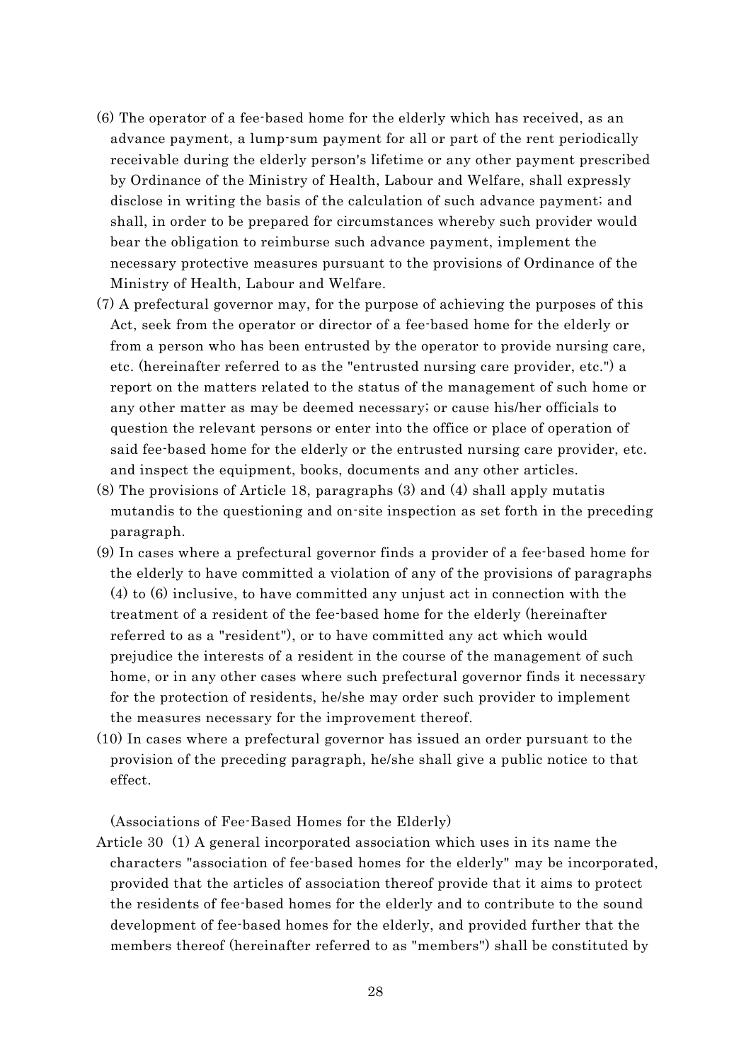(6) The operator of a fee-based home for the elderly which has received, as an advance payment, a lump-sum payment for all or part of the rent periodically receivable during the elderly person's lifetime or any other payment prescribed by Ordinance of the Ministry of Health, Labour and Welfare, shall expressly disclose in writing the basis of the calculation of such advance payment; and shall, in order to be prepared for circumstances whereby such provider would bear the obligation to reimburse such advance payment, implement the necessary protective measures pursuant to the provisions of Ordinance of the Ministry of Health, Labour and Welfare.

(7) A prefectural governor may, for the purpose of achieving the purposes of this Act, seek from the operator or director of a fee-based home for the elderly or from a person who has been entrusted by the operator to provide nursing care, etc. (hereinafter referred to as the "entrusted nursing care provider, etc.") a report on the matters related to the status of the management of such home or any other matter as may be deemed necessary; or cause his/her officials to question the relevant persons or enter into the office or place of operation of said fee-based home for the elderly or the entrusted nursing care provider, etc. and inspect the equipment, books, documents and any other articles.

(8) The provisions of Article 18, paragraphs (3) and (4) shall apply mutatis mutandis to the questioning and on-site inspection as set forth in the preceding paragraph.

(9) In cases where a prefectural governor finds a provider of a fee-based home for the elderly to have committed a violation of any of the provisions of paragraphs (4) to (6) inclusive, to have committed any unjust act in connection with the treatment of a resident of the fee-based home for the elderly (hereinafter referred to as a "resident"), or to have committed any act which would prejudice the interests of a resident in the course of the management of such home, or in any other cases where such prefectural governor finds it necessary for the protection of residents, he/she may order such provider to implement the measures necessary for the improvement thereof.

(10) In cases where a prefectural governor has issued an order pursuant to the provision of the preceding paragraph, he/she shall give a public notice to that effect.

(Associations of Fee-Based Homes for the Elderly)

Article 30 (1) A general incorporated association which uses in its name the characters "association of fee-based homes for the elderly" may be incorporated, provided that the articles of association thereof provide that it aims to protect the residents of fee-based homes for the elderly and to contribute to the sound development of fee-based homes for the elderly, and provided further that the members thereof (hereinafter referred to as "members") shall be constituted by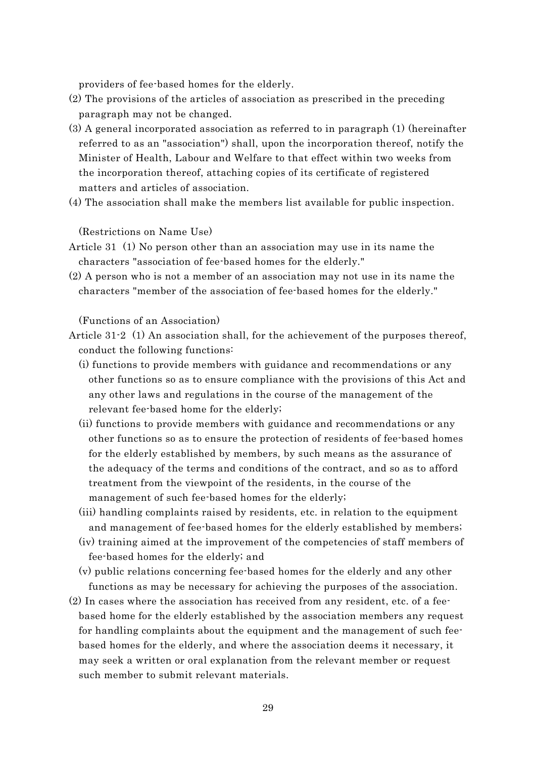providers of fee-based homes for the elderly.

(2) The provisions of the articles of association as prescribed in the preceding paragraph may not be changed.

(3) A general incorporated association as referred to in paragraph (1) (hereinafter referred to as an "association") shall, upon the incorporation thereof, notify the Minister of Health, Labour and Welfare to that effect within two weeks from the incorporation thereof, attaching copies of its certificate of registered matters and articles of association.

(4) The association shall make the members list available for public inspection.

(Restrictions on Name Use)

Article 31 (1) No person other than an association may use in its name the characters "association of fee-based homes for the elderly."

(2) A person who is not a member of an association may not use in its name the characters "member of the association of fee-based homes for the elderly."

(Functions of an Association)

Article 31-2 (1) An association shall, for the achievement of the purposes thereof, conduct the following functions:

(i) functions to provide members with guidance and recommendations or any other functions so as to ensure compliance with the provisions of this Act and any other laws and regulations in the course of the management of the relevant fee-based home for the elderly;

(ii) functions to provide members with guidance and recommendations or any other functions so as to ensure the protection of residents of fee-based homes for the elderly established by members, by such means as the assurance of the adequacy of the terms and conditions of the contract, and so as to afford treatment from the viewpoint of the residents, in the course of the management of such fee-based homes for the elderly;

(iii) handling complaints raised by residents, etc. in relation to the equipment and management of fee-based homes for the elderly established by members;

(iv) training aimed at the improvement of the competencies of staff members of fee-based homes for the elderly; and

(v) public relations concerning fee-based homes for the elderly and any other functions as may be necessary for achieving the purposes of the association.

(2) In cases where the association has received from any resident, etc. of a fee-based home for the elderly established by the association members any request for handling complaints about the equipment and the management of such fee-based homes for the elderly, and where the association deems it necessary, it may seek a written or oral explanation from the relevant member or request such member to submit relevant materials.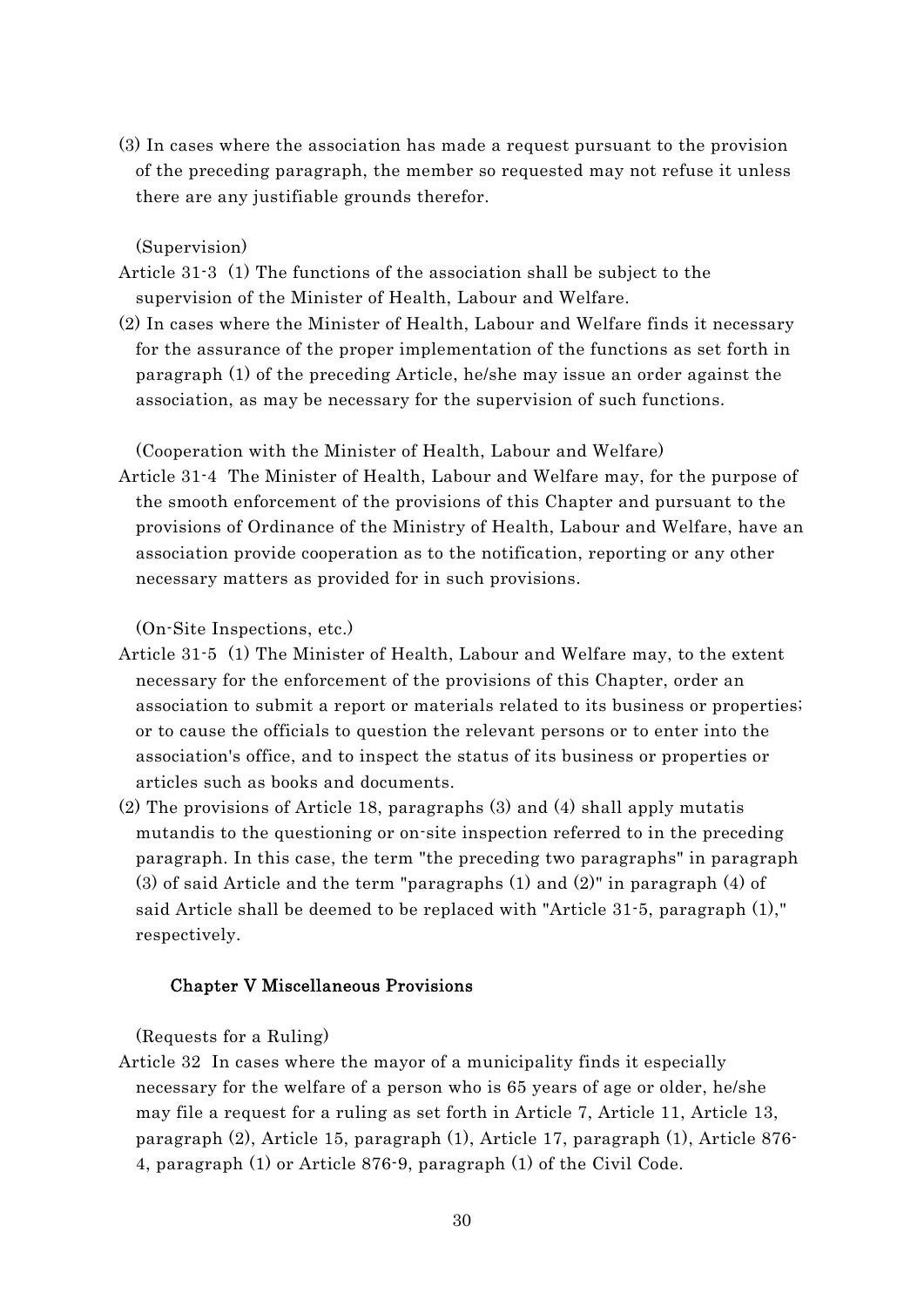(3) In cases where the association has made a request pursuant to the provision of the preceding paragraph, the member so requested may not refuse it unless there are any justifiable grounds therefor.

(Supervision)

Article 31-3 (1) The functions of the association shall be subject to the supervision of the Minister of Health, Labour and Welfare.

(2) In cases where the Minister of Health, Labour and Welfare finds it necessary for the assurance of the proper implementation of the functions as set forth in paragraph (1) of the preceding Article, he/she may issue an order against the association, as may be necessary for the supervision of such functions.

(Cooperation with the Minister of Health, Labour and Welfare)

Article 31-4 The Minister of Health, Labour and Welfare may, for the purpose of the smooth enforcement of the provisions of this Chapter and pursuant to the provisions of Ordinance of the Ministry of Health, Labour and Welfare, have an association provide cooperation as to the notification, reporting or any other necessary matters as provided for in such provisions.

(On-Site Inspections, etc.)

Article 31-5 (1) The Minister of Health, Labour and Welfare may, to the extent necessary for the enforcement of the provisions of this Chapter, order an association to submit a report or materials related to its business or properties; or to cause the officials to question the relevant persons or to enter into the association's office, and to inspect the status of its business or properties or articles such as books and documents.

(2) The provisions of Article 18, paragraphs (3) and (4) shall apply mutatis mutandis to the questioning or on-site inspection referred to in the preceding paragraph. In this case, the term "the preceding two paragraphs" in paragraph (3) of said Article and the term "paragraphs (1) and (2)" in paragraph (4) of said Article shall be deemed to be replaced with "Article 31-5, paragraph (1)," respectively.

## Chapter V Miscellaneous Provisions

(Requests for a Ruling)

Article 32 In cases where the mayor of a municipality finds it especially necessary for the welfare of a person who is 65 years of age or older, he/she may file a request for a ruling as set forth in Article 7, Article 11, Article 13, paragraph (2), Article 15, paragraph (1), Article 17, paragraph (1), Article 876-4, paragraph (1) or Article 876-9, paragraph (1) of the Civil Code.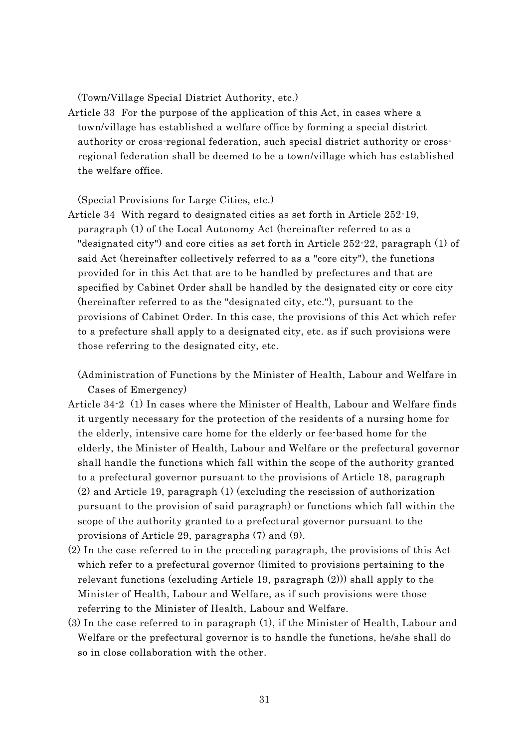(Town/Village Special District Authority, etc.)

Article 33 For the purpose of the application of this Act, in cases where a town/village has established a welfare office by forming a special district authority or cross-regional federation, such special district authority or cross-regional federation shall be deemed to be a town/village which has established the welfare office.

(Special Provisions for Large Cities, etc.)

Article 34 With regard to designated cities as set forth in Article 252-19, paragraph (1) of the Local Autonomy Act (hereinafter referred to as a "designated city") and core cities as set forth in Article 252-22, paragraph (1) of said Act (hereinafter collectively referred to as a "core city"), the functions provided for in this Act that are to be handled by prefectures and that are specified by Cabinet Order shall be handled by the designated city or core city (hereinafter referred to as the "designated city, etc."), pursuant to the provisions of Cabinet Order. In this case, the provisions of this Act which refer to a prefecture shall apply to a designated city, etc. as if such provisions were those referring to the designated city, etc.

(Administration of Functions by the Minister of Health, Labour and Welfare in Cases of Emergency)

Article 34-2 (1) In cases where the Minister of Health, Labour and Welfare finds it urgently necessary for the protection of the residents of a nursing home for the elderly, intensive care home for the elderly or fee-based home for the elderly, the Minister of Health, Labour and Welfare or the prefectural governor shall handle the functions which fall within the scope of the authority granted to a prefectural governor pursuant to the provisions of Article 18, paragraph (2) and Article 19, paragraph (1) (excluding the rescission of authorization pursuant to the provision of said paragraph) or functions which fall within the scope of the authority granted to a prefectural governor pursuant to the provisions of Article 29, paragraphs (7) and (9).

(2) In the case referred to in the preceding paragraph, the provisions of this Act which refer to a prefectural governor (limited to provisions pertaining to the relevant functions (excluding Article 19, paragraph (2))) shall apply to the Minister of Health, Labour and Welfare, as if such provisions were those referring to the Minister of Health, Labour and Welfare.

(3) In the case referred to in paragraph (1), if the Minister of Health, Labour and Welfare or the prefectural governor is to handle the functions, he/she shall do so in close collaboration with the other.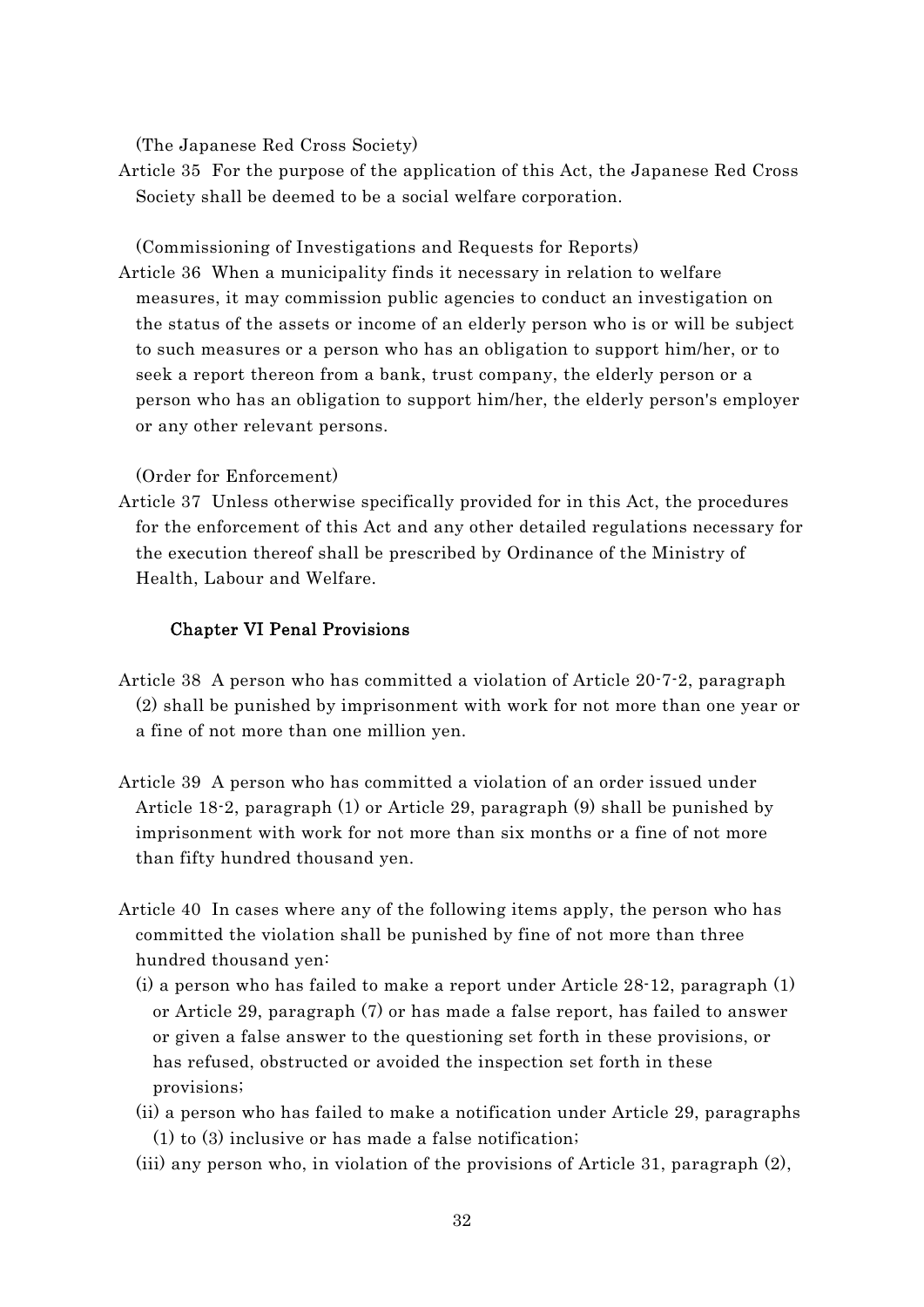(The Japanese Red Cross Society)

Article 35 For the purpose of the application of this Act, the Japanese Red Cross Society shall be deemed to be a social welfare corporation.

(Commissioning of Investigations and Requests for Reports)

Article 36 When a municipality finds it necessary in relation to welfare measures, it may commission public agencies to conduct an investigation on the status of the assets or income of an elderly person who is or will be subject to such measures or a person who has an obligation to support him/her, or to seek a report thereon from a bank, trust company, the elderly person or a person who has an obligation to support him/her, the elderly person's employer or any other relevant persons.

(Order for Enforcement)

Article 37 Unless otherwise specifically provided for in this Act, the procedures for the enforcement of this Act and any other detailed regulations necessary for the execution thereof shall be prescribed by Ordinance of the Ministry of Health, Labour and Welfare.

## Chapter VI Penal Provisions

Article 38 A person who has committed a violation of Article 20-7-2, paragraph (2) shall be punished by imprisonment with work for not more than one year or a fine of not more than one million yen.

Article 39 A person who has committed a violation of an order issued under Article 18-2, paragraph (1) or Article 29, paragraph (9) shall be punished by imprisonment with work for not more than six months or a fine of not more than fifty hundred thousand yen.

Article 40 In cases where any of the following items apply, the person who has committed the violation shall be punished by fine of not more than three hundred thousand yen:

(i) a person who has failed to make a report under Article 28-12, paragraph (1) or Article 29, paragraph (7) or has made a false report, has failed to answer or given a false answer to the questioning set forth in these provisions, or has refused, obstructed or avoided the inspection set forth in these provisions;

(ii) a person who has failed to make a notification under Article 29, paragraphs (1) to (3) inclusive or has made a false notification;

(iii) any person who, in violation of the provisions of Article 31, paragraph (2),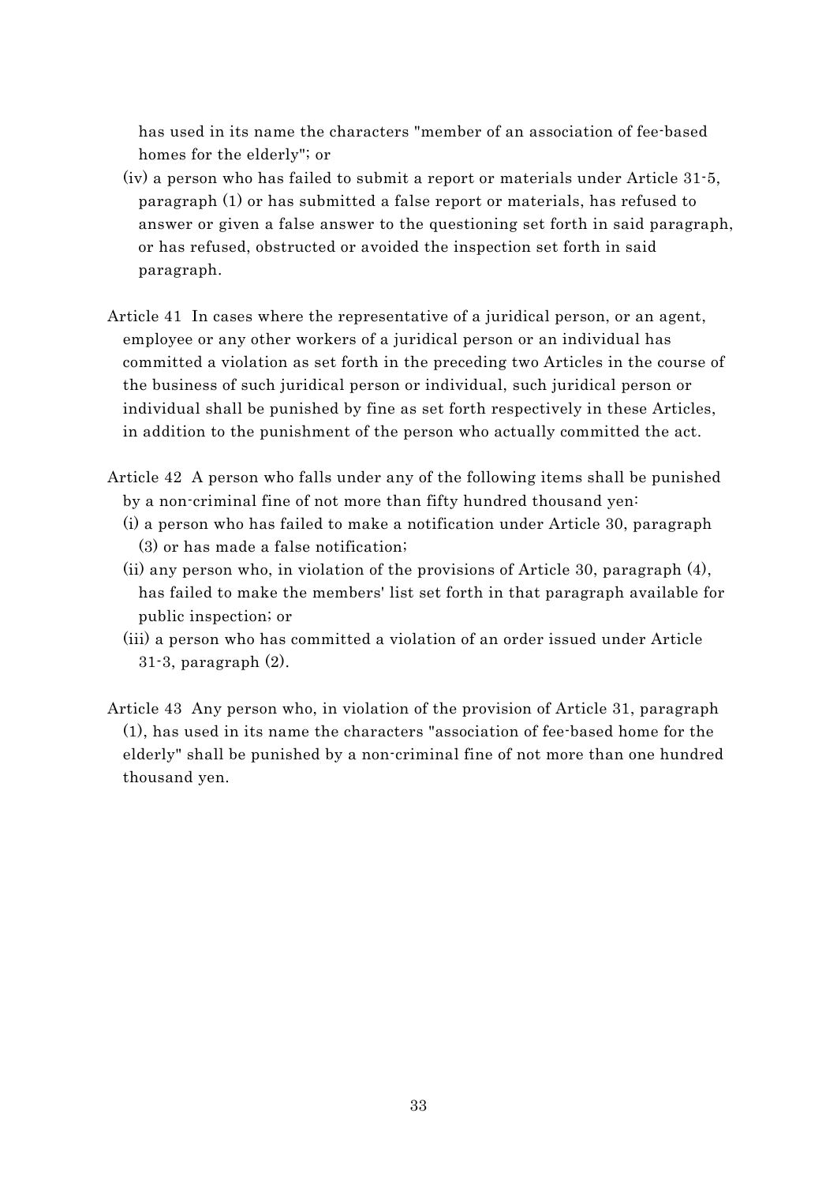has used in its name the characters "member of an association of fee-based homes for the elderly"; or

(iv) a person who has failed to submit a report or materials under Article 31-5, paragraph (1) or has submitted a false report or materials, has refused to answer or given a false answer to the questioning set forth in said paragraph, or has refused, obstructed or avoided the inspection set forth in said paragraph.

Article 41 In cases where the representative of a juridical person, or an agent, employee or any other workers of a juridical person or an individual has committed a violation as set forth in the preceding two Articles in the course of the business of such juridical person or individual, such juridical person or individual shall be punished by fine as set forth respectively in these Articles, in addition to the punishment of the person who actually committed the act.

Article 42 A person who falls under any of the following items shall be punished by a non-criminal fine of not more than fifty hundred thousand yen:

(i) a person who has failed to make a notification under Article 30, paragraph (3) or has made a false notification;

(ii) any person who, in violation of the provisions of Article 30, paragraph (4), has failed to make the members' list set forth in that paragraph available for public inspection; or

(iii) a person who has committed a violation of an order issued under Article 31-3, paragraph (2).

Article 43 Any person who, in violation of the provision of Article 31, paragraph (1), has used in its name the characters "association of fee-based home for the elderly" shall be punished by a non-criminal fine of not more than one hundred thousand yen.